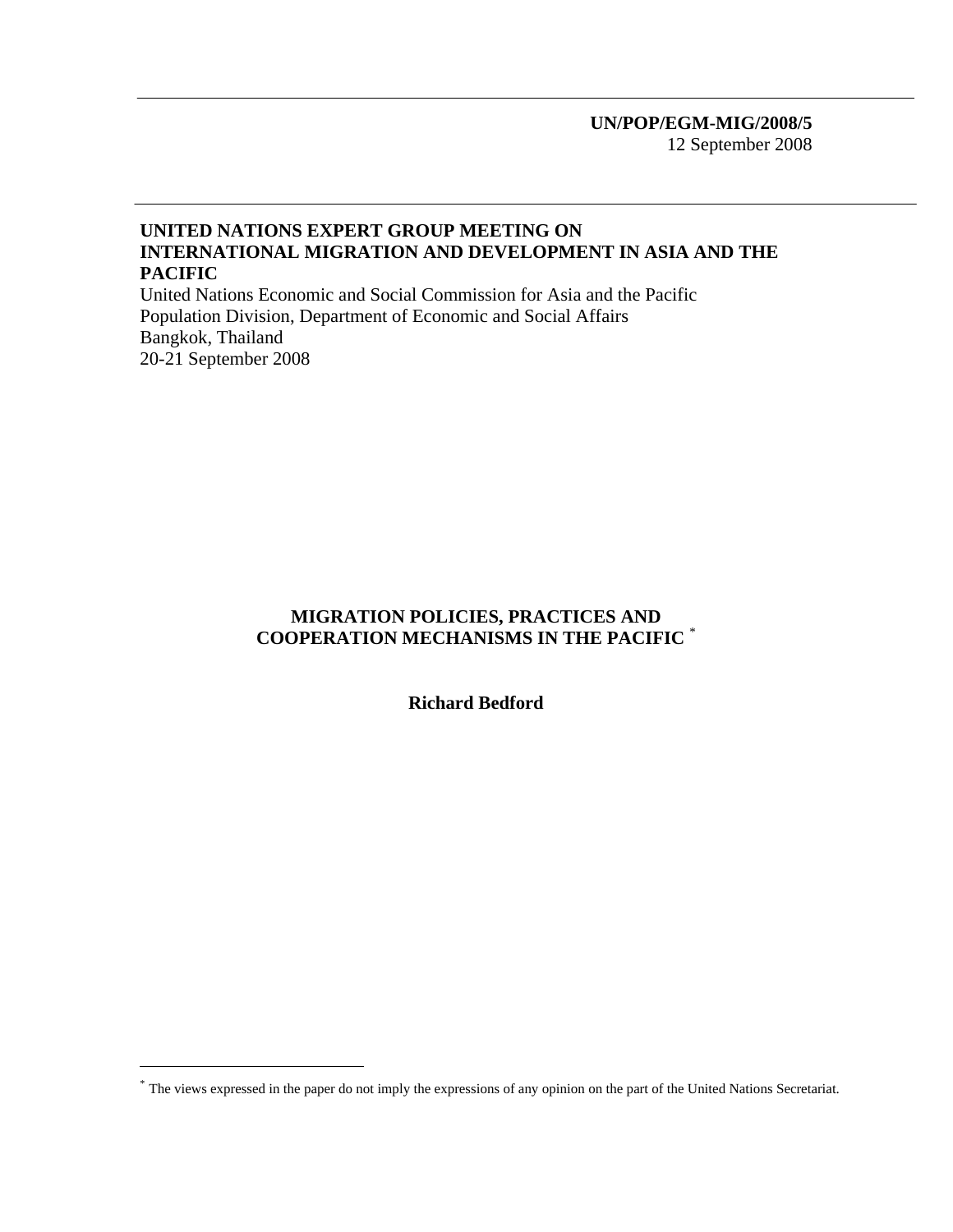**UN/POP/EGM-MIG/2008/5**
12 September 2008

**UNITED NATIONS EXPERT GROUP MEETING ON INTERNATIONAL MIGRATION AND DEVELOPMENT IN ASIA AND THE PACIFIC**
United Nations Economic and Social Commission for Asia and the Pacific
Population Division, Department of Economic and Social Affairs
Bangkok, Thailand
20-21 September 2008

# MIGRATION POLICIES, PRACTICES AND COOPERATION MECHANISMS IN THE PACIFIC *

**Richard Bedford**

* The views expressed in the paper do not imply the expressions of any opinion on the part of the United Nations Secretariat.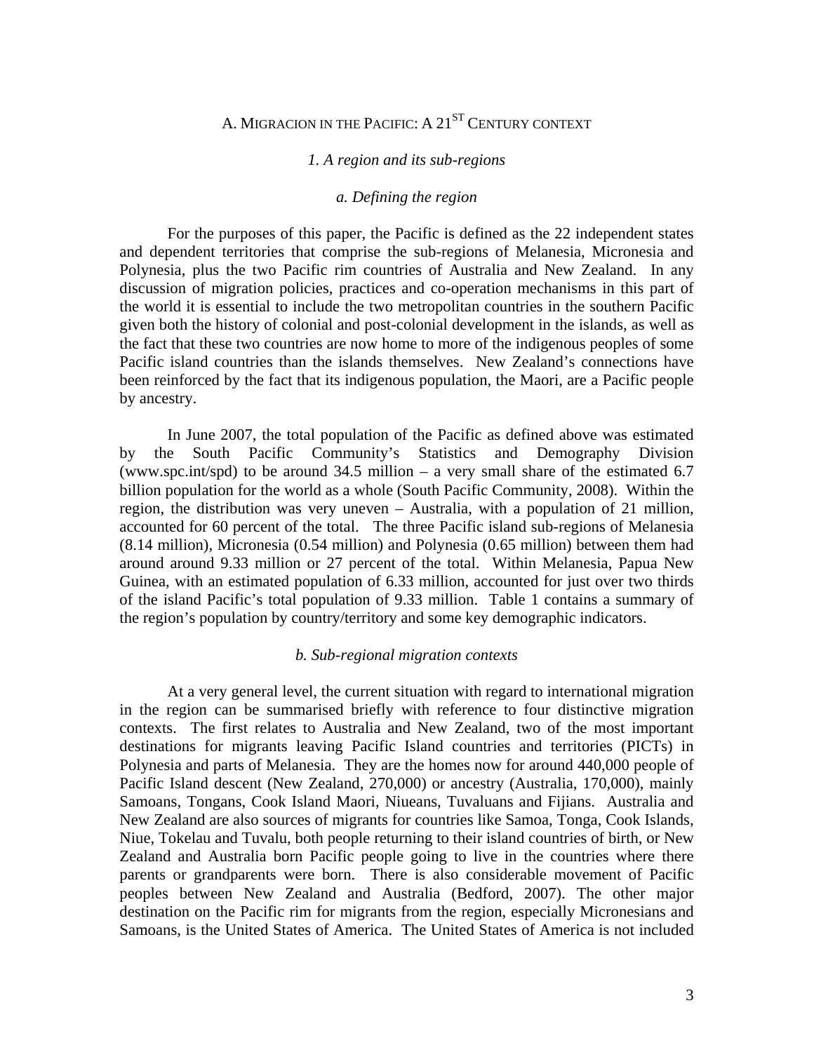## A. MIGRACION IN THE PACIFIC: A 21ST CENTURY CONTEXT

### *1. A region and its sub-regions*

#### *a. Defining the region*

For the purposes of this paper, the Pacific is defined as the 22 independent states and dependent territories that comprise the sub-regions of Melanesia, Micronesia and Polynesia, plus the two Pacific rim countries of Australia and New Zealand. In any discussion of migration policies, practices and co-operation mechanisms in this part of the world it is essential to include the two metropolitan countries in the southern Pacific given both the history of colonial and post-colonial development in the islands, as well as the fact that these two countries are now home to more of the indigenous peoples of some Pacific island countries than the islands themselves. New Zealand's connections have been reinforced by the fact that its indigenous population, the Maori, are a Pacific people by ancestry.

In June 2007, the total population of the Pacific as defined above was estimated by the South Pacific Community's Statistics and Demography Division (www.spc.int/spd) to be around 34.5 million – a very small share of the estimated 6.7 billion population for the world as a whole (South Pacific Community, 2008). Within the region, the distribution was very uneven – Australia, with a population of 21 million, accounted for 60 percent of the total. The three Pacific island sub-regions of Melanesia (8.14 million), Micronesia (0.54 million) and Polynesia (0.65 million) between them had around around 9.33 million or 27 percent of the total. Within Melanesia, Papua New Guinea, with an estimated population of 6.33 million, accounted for just over two thirds of the island Pacific's total population of 9.33 million. Table 1 contains a summary of the region's population by country/territory and some key demographic indicators.

#### *b. Sub-regional migration contexts*

At a very general level, the current situation with regard to international migration in the region can be summarised briefly with reference to four distinctive migration contexts. The first relates to Australia and New Zealand, two of the most important destinations for migrants leaving Pacific Island countries and territories (PICTs) in Polynesia and parts of Melanesia. They are the homes now for around 440,000 people of Pacific Island descent (New Zealand, 270,000) or ancestry (Australia, 170,000), mainly Samoans, Tongans, Cook Island Maori, Niueans, Tuvaluans and Fijians. Australia and New Zealand are also sources of migrants for countries like Samoa, Tonga, Cook Islands, Niue, Tokelau and Tuvalu, both people returning to their island countries of birth, or New Zealand and Australia born Pacific people going to live in the countries where there parents or grandparents were born. There is also considerable movement of Pacific peoples between New Zealand and Australia (Bedford, 2007). The other major destination on the Pacific rim for migrants from the region, especially Micronesians and Samoans, is the United States of America. The United States of America is not included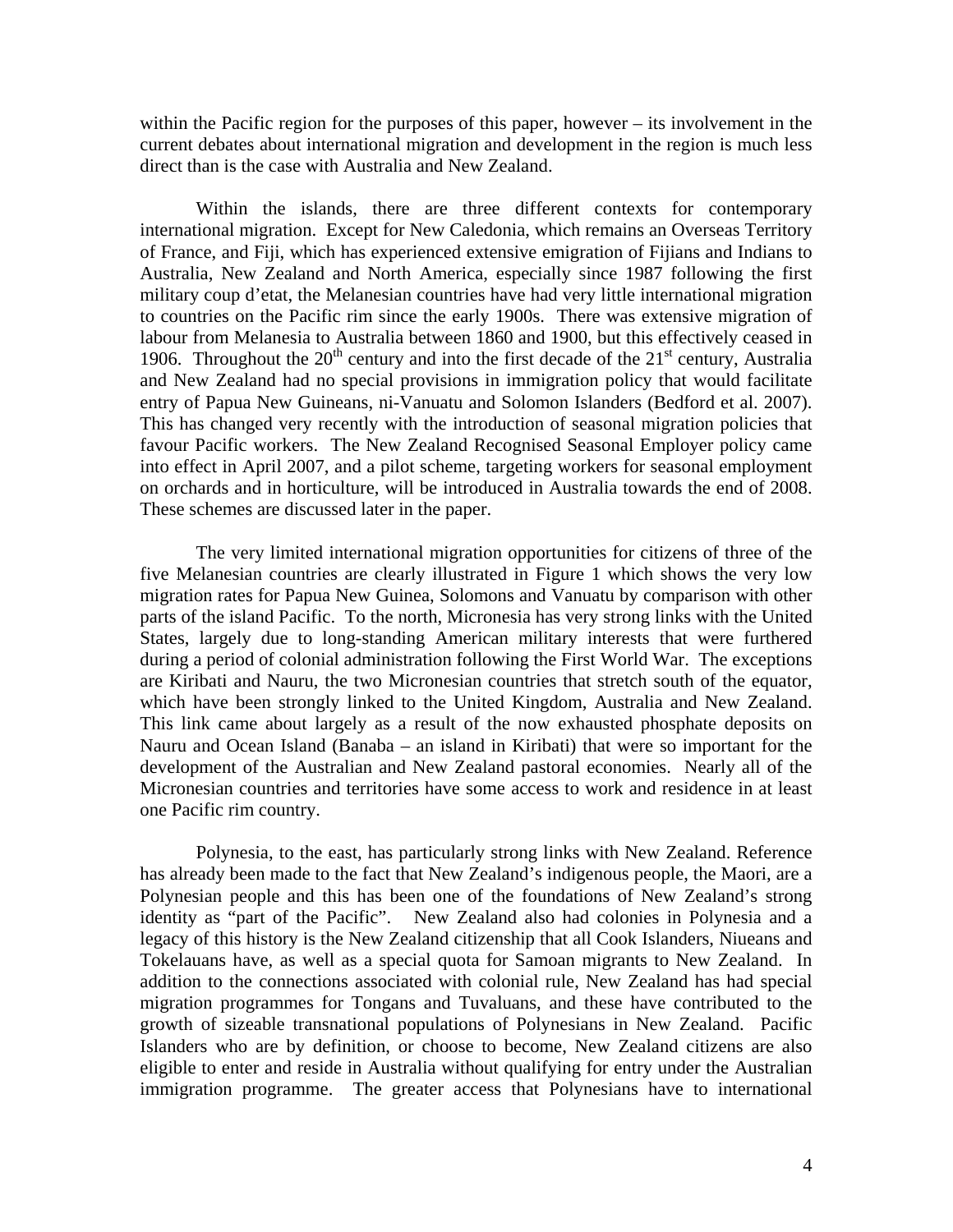within the Pacific region for the purposes of this paper, however – its involvement in the current debates about international migration and development in the region is much less direct than is the case with Australia and New Zealand.

Within the islands, there are three different contexts for contemporary international migration. Except for New Caledonia, which remains an Overseas Territory of France, and Fiji, which has experienced extensive emigration of Fijians and Indians to Australia, New Zealand and North America, especially since 1987 following the first military coup d'etat, the Melanesian countries have had very little international migration to countries on the Pacific rim since the early 1900s. There was extensive migration of labour from Melanesia to Australia between 1860 and 1900, but this effectively ceased in 1906. Throughout the 20th century and into the first decade of the 21st century, Australia and New Zealand had no special provisions in immigration policy that would facilitate entry of Papua New Guineans, ni-Vanuatu and Solomon Islanders (Bedford et al. 2007). This has changed very recently with the introduction of seasonal migration policies that favour Pacific workers. The New Zealand Recognised Seasonal Employer policy came into effect in April 2007, and a pilot scheme, targeting workers for seasonal employment on orchards and in horticulture, will be introduced in Australia towards the end of 2008. These schemes are discussed later in the paper.

The very limited international migration opportunities for citizens of three of the five Melanesian countries are clearly illustrated in Figure 1 which shows the very low migration rates for Papua New Guinea, Solomons and Vanuatu by comparison with other parts of the island Pacific. To the north, Micronesia has very strong links with the United States, largely due to long-standing American military interests that were furthered during a period of colonial administration following the First World War. The exceptions are Kiribati and Nauru, the two Micronesian countries that stretch south of the equator, which have been strongly linked to the United Kingdom, Australia and New Zealand. This link came about largely as a result of the now exhausted phosphate deposits on Nauru and Ocean Island (Banaba – an island in Kiribati) that were so important for the development of the Australian and New Zealand pastoral economies. Nearly all of the Micronesian countries and territories have some access to work and residence in at least one Pacific rim country.

Polynesia, to the east, has particularly strong links with New Zealand. Reference has already been made to the fact that New Zealand's indigenous people, the Maori, are a Polynesian people and this has been one of the foundations of New Zealand's strong identity as "part of the Pacific". New Zealand also had colonies in Polynesia and a legacy of this history is the New Zealand citizenship that all Cook Islanders, Niueans and Tokelauans have, as well as a special quota for Samoan migrants to New Zealand. In addition to the connections associated with colonial rule, New Zealand has had special migration programmes for Tongans and Tuvaluans, and these have contributed to the growth of sizeable transnational populations of Polynesians in New Zealand. Pacific Islanders who are by definition, or choose to become, New Zealand citizens are also eligible to enter and reside in Australia without qualifying for entry under the Australian immigration programme. The greater access that Polynesians have to international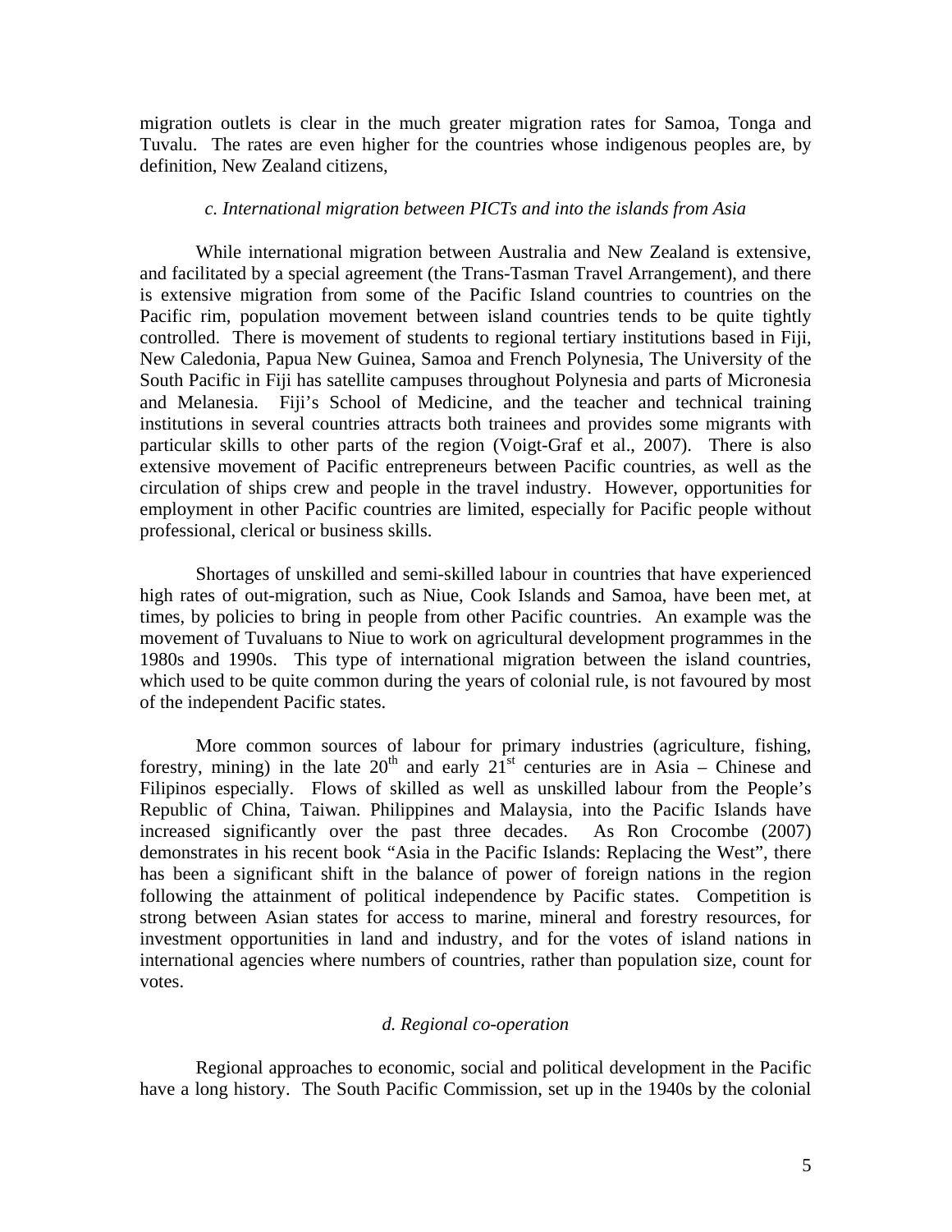migration outlets is clear in the much greater migration rates for Samoa, Tonga and Tuvalu. The rates are even higher for the countries whose indigenous peoples are, by definition, New Zealand citizens,

### *c. International migration between PICTs and into the islands from Asia*

While international migration between Australia and New Zealand is extensive, and facilitated by a special agreement (the Trans-Tasman Travel Arrangement), and there is extensive migration from some of the Pacific Island countries to countries on the Pacific rim, population movement between island countries tends to be quite tightly controlled. There is movement of students to regional tertiary institutions based in Fiji, New Caledonia, Papua New Guinea, Samoa and French Polynesia, The University of the South Pacific in Fiji has satellite campuses throughout Polynesia and parts of Micronesia and Melanesia. Fiji's School of Medicine, and the teacher and technical training institutions in several countries attracts both trainees and provides some migrants with particular skills to other parts of the region (Voigt-Graf et al., 2007). There is also extensive movement of Pacific entrepreneurs between Pacific countries, as well as the circulation of ships crew and people in the travel industry. However, opportunities for employment in other Pacific countries are limited, especially for Pacific people without professional, clerical or business skills.

Shortages of unskilled and semi-skilled labour in countries that have experienced high rates of out-migration, such as Niue, Cook Islands and Samoa, have been met, at times, by policies to bring in people from other Pacific countries. An example was the movement of Tuvaluans to Niue to work on agricultural development programmes in the 1980s and 1990s. This type of international migration between the island countries, which used to be quite common during the years of colonial rule, is not favoured by most of the independent Pacific states.

More common sources of labour for primary industries (agriculture, fishing, forestry, mining) in the late 20th and early 21st centuries are in Asia – Chinese and Filipinos especially. Flows of skilled as well as unskilled labour from the People's Republic of China, Taiwan. Philippines and Malaysia, into the Pacific Islands have increased significantly over the past three decades. As Ron Crocombe (2007) demonstrates in his recent book "Asia in the Pacific Islands: Replacing the West", there has been a significant shift in the balance of power of foreign nations in the region following the attainment of political independence by Pacific states. Competition is strong between Asian states for access to marine, mineral and forestry resources, for investment opportunities in land and industry, and for the votes of island nations in international agencies where numbers of countries, rather than population size, count for votes.

### *d. Regional co-operation*

Regional approaches to economic, social and political development in the Pacific have a long history. The South Pacific Commission, set up in the 1940s by the colonial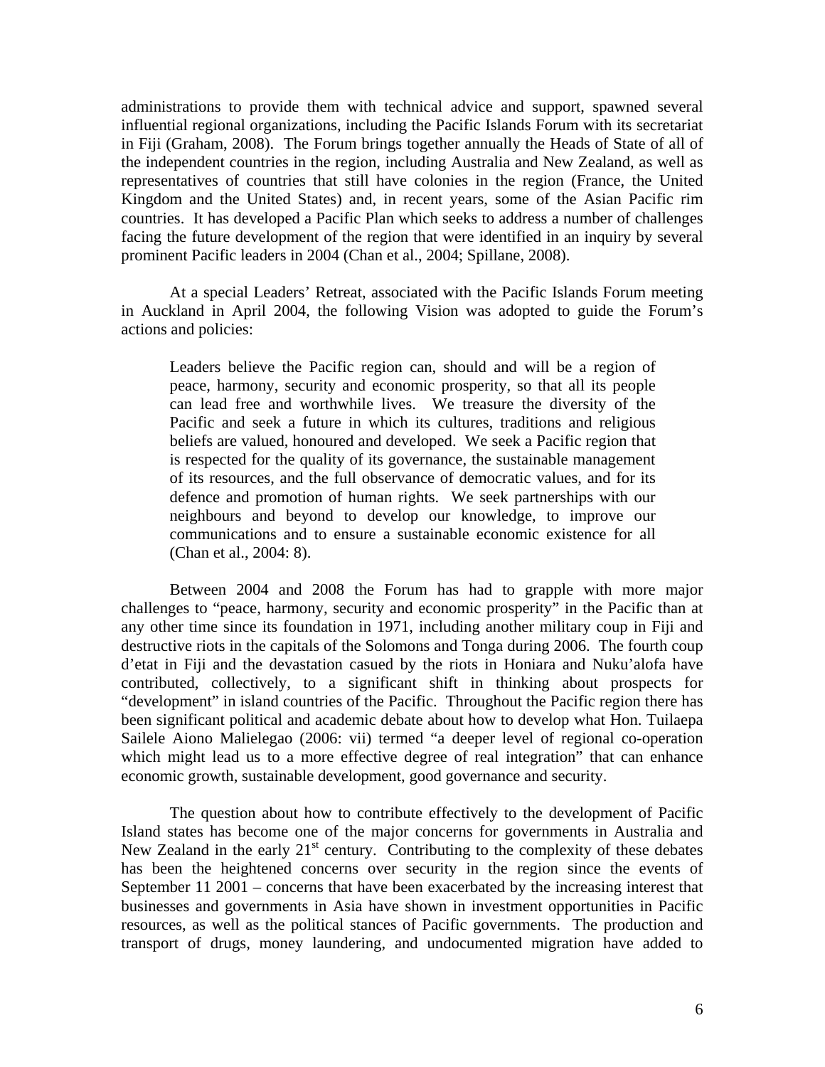administrations to provide them with technical advice and support, spawned several influential regional organizations, including the Pacific Islands Forum with its secretariat in Fiji (Graham, 2008). The Forum brings together annually the Heads of State of all of the independent countries in the region, including Australia and New Zealand, as well as representatives of countries that still have colonies in the region (France, the United Kingdom and the United States) and, in recent years, some of the Asian Pacific rim countries. It has developed a Pacific Plan which seeks to address a number of challenges facing the future development of the region that were identified in an inquiry by several prominent Pacific leaders in 2004 (Chan et al., 2004; Spillane, 2008).

At a special Leaders' Retreat, associated with the Pacific Islands Forum meeting in Auckland in April 2004, the following Vision was adopted to guide the Forum's actions and policies:

> Leaders believe the Pacific region can, should and will be a region of peace, harmony, security and economic prosperity, so that all its people can lead free and worthwhile lives. We treasure the diversity of the Pacific and seek a future in which its cultures, traditions and religious beliefs are valued, honoured and developed. We seek a Pacific region that is respected for the quality of its governance, the sustainable management of its resources, and the full observance of democratic values, and for its defence and promotion of human rights. We seek partnerships with our neighbours and beyond to develop our knowledge, to improve our communications and to ensure a sustainable economic existence for all (Chan et al., 2004: 8).

Between 2004 and 2008 the Forum has had to grapple with more major challenges to "peace, harmony, security and economic prosperity" in the Pacific than at any other time since its foundation in 1971, including another military coup in Fiji and destructive riots in the capitals of the Solomons and Tonga during 2006. The fourth coup d'etat in Fiji and the devastation casued by the riots in Honiara and Nuku'alofa have contributed, collectively, to a significant shift in thinking about prospects for "development" in island countries of the Pacific. Throughout the Pacific region there has been significant political and academic debate about how to develop what Hon. Tuilaepa Sailele Aiono Malielegao (2006: vii) termed "a deeper level of regional co-operation which might lead us to a more effective degree of real integration" that can enhance economic growth, sustainable development, good governance and security.

The question about how to contribute effectively to the development of Pacific Island states has become one of the major concerns for governments in Australia and New Zealand in the early 21st century. Contributing to the complexity of these debates has been the heightened concerns over security in the region since the events of September 11 2001 – concerns that have been exacerbated by the increasing interest that businesses and governments in Asia have shown in investment opportunities in Pacific resources, as well as the political stances of Pacific governments. The production and transport of drugs, money laundering, and undocumented migration have added to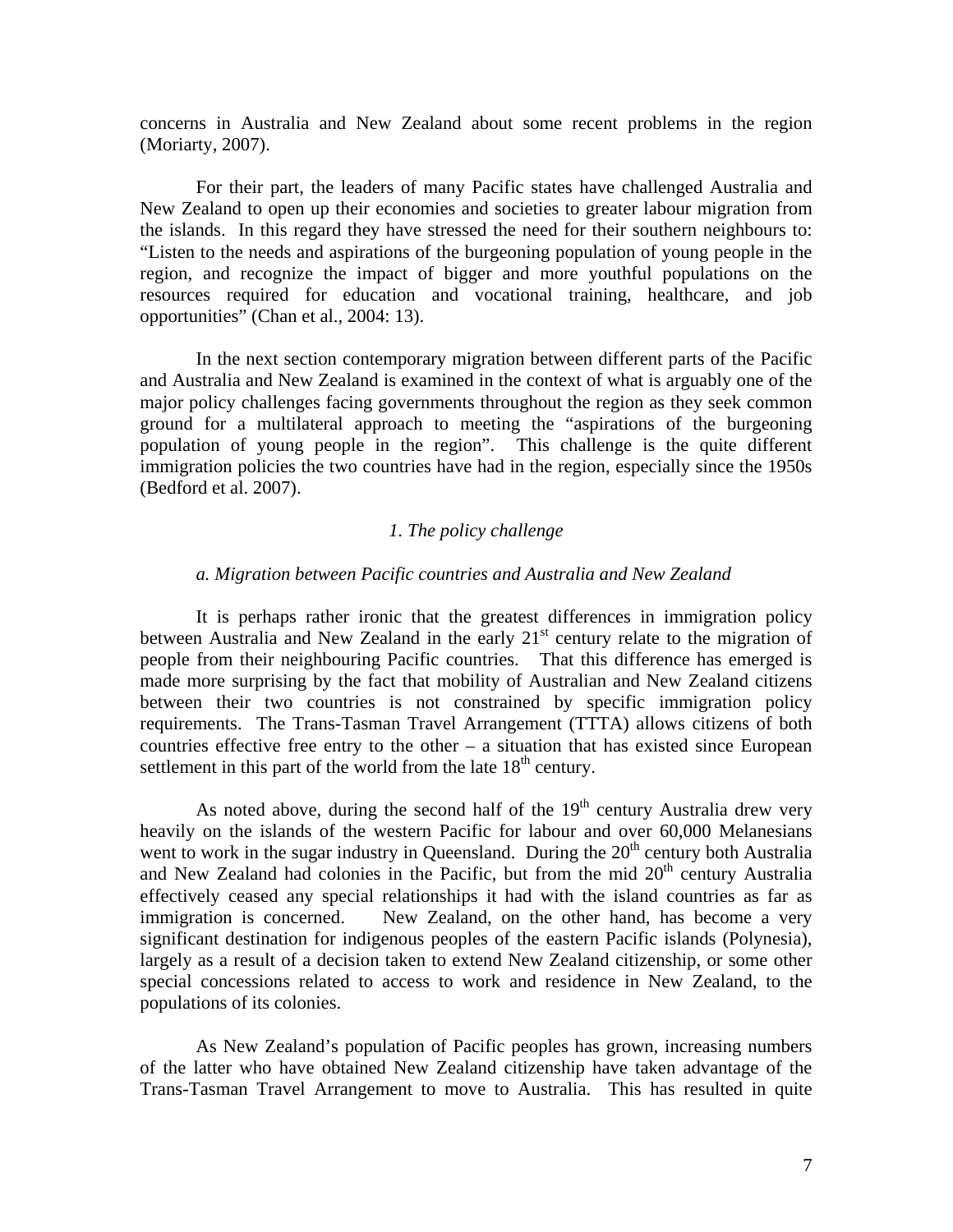concerns in Australia and New Zealand about some recent problems in the region (Moriarty, 2007).

For their part, the leaders of many Pacific states have challenged Australia and New Zealand to open up their economies and societies to greater labour migration from the islands. In this regard they have stressed the need for their southern neighbours to: "Listen to the needs and aspirations of the burgeoning population of young people in the region, and recognize the impact of bigger and more youthful populations on the resources required for education and vocational training, healthcare, and job opportunities" (Chan et al., 2004: 13).

In the next section contemporary migration between different parts of the Pacific and Australia and New Zealand is examined in the context of what is arguably one of the major policy challenges facing governments throughout the region as they seek common ground for a multilateral approach to meeting the "aspirations of the burgeoning population of young people in the region". This challenge is the quite different immigration policies the two countries have had in the region, especially since the 1950s (Bedford et al. 2007).

## *1. The policy challenge*

### *a. Migration between Pacific countries and Australia and New Zealand*

It is perhaps rather ironic that the greatest differences in immigration policy between Australia and New Zealand in the early 21st century relate to the migration of people from their neighbouring Pacific countries. That this difference has emerged is made more surprising by the fact that mobility of Australian and New Zealand citizens between their two countries is not constrained by specific immigration policy requirements. The Trans-Tasman Travel Arrangement (TTTA) allows citizens of both countries effective free entry to the other – a situation that has existed since European settlement in this part of the world from the late 18th century.

As noted above, during the second half of the 19th century Australia drew very heavily on the islands of the western Pacific for labour and over 60,000 Melanesians went to work in the sugar industry in Queensland. During the 20th century both Australia and New Zealand had colonies in the Pacific, but from the mid 20th century Australia effectively ceased any special relationships it had with the island countries as far as immigration is concerned. New Zealand, on the other hand, has become a very significant destination for indigenous peoples of the eastern Pacific islands (Polynesia), largely as a result of a decision taken to extend New Zealand citizenship, or some other special concessions related to access to work and residence in New Zealand, to the populations of its colonies.

As New Zealand's population of Pacific peoples has grown, increasing numbers of the latter who have obtained New Zealand citizenship have taken advantage of the Trans-Tasman Travel Arrangement to move to Australia. This has resulted in quite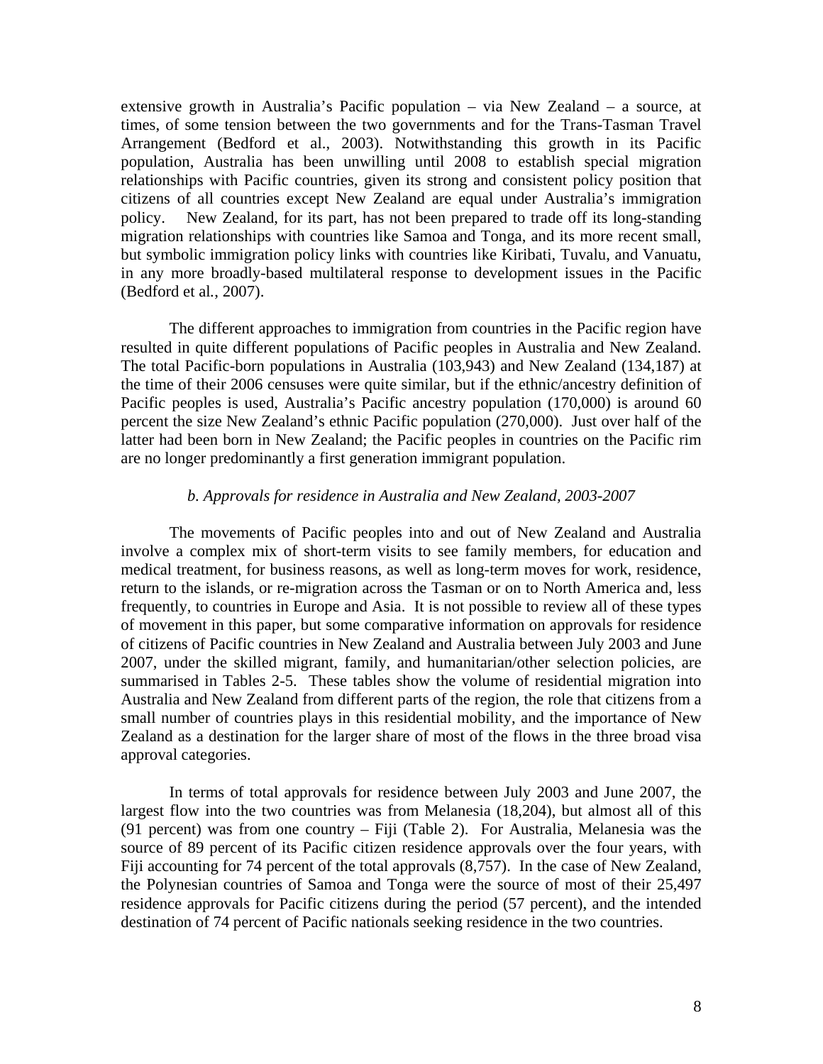extensive growth in Australia's Pacific population – via New Zealand – a source, at times, of some tension between the two governments and for the Trans-Tasman Travel Arrangement (Bedford et al., 2003). Notwithstanding this growth in its Pacific population, Australia has been unwilling until 2008 to establish special migration relationships with Pacific countries, given its strong and consistent policy position that citizens of all countries except New Zealand are equal under Australia's immigration policy. New Zealand, for its part, has not been prepared to trade off its long-standing migration relationships with countries like Samoa and Tonga, and its more recent small, but symbolic immigration policy links with countries like Kiribati, Tuvalu, and Vanuatu, in any more broadly-based multilateral response to development issues in the Pacific (Bedford et al*.*, 2007).

The different approaches to immigration from countries in the Pacific region have resulted in quite different populations of Pacific peoples in Australia and New Zealand. The total Pacific-born populations in Australia (103,943) and New Zealand (134,187) at the time of their 2006 censuses were quite similar, but if the ethnic/ancestry definition of Pacific peoples is used, Australia's Pacific ancestry population (170,000) is around 60 percent the size New Zealand's ethnic Pacific population (270,000). Just over half of the latter had been born in New Zealand; the Pacific peoples in countries on the Pacific rim are no longer predominantly a first generation immigrant population.

### *b. Approvals for residence in Australia and New Zealand, 2003-2007*

The movements of Pacific peoples into and out of New Zealand and Australia involve a complex mix of short-term visits to see family members, for education and medical treatment, for business reasons, as well as long-term moves for work, residence, return to the islands, or re-migration across the Tasman or on to North America and, less frequently, to countries in Europe and Asia. It is not possible to review all of these types of movement in this paper, but some comparative information on approvals for residence of citizens of Pacific countries in New Zealand and Australia between July 2003 and June 2007, under the skilled migrant, family, and humanitarian/other selection policies, are summarised in Tables 2-5. These tables show the volume of residential migration into Australia and New Zealand from different parts of the region, the role that citizens from a small number of countries plays in this residential mobility, and the importance of New Zealand as a destination for the larger share of most of the flows in the three broad visa approval categories.

In terms of total approvals for residence between July 2003 and June 2007, the largest flow into the two countries was from Melanesia (18,204), but almost all of this (91 percent) was from one country – Fiji (Table 2). For Australia, Melanesia was the source of 89 percent of its Pacific citizen residence approvals over the four years, with Fiji accounting for 74 percent of the total approvals (8,757). In the case of New Zealand, the Polynesian countries of Samoa and Tonga were the source of most of their 25,497 residence approvals for Pacific citizens during the period (57 percent), and the intended destination of 74 percent of Pacific nationals seeking residence in the two countries.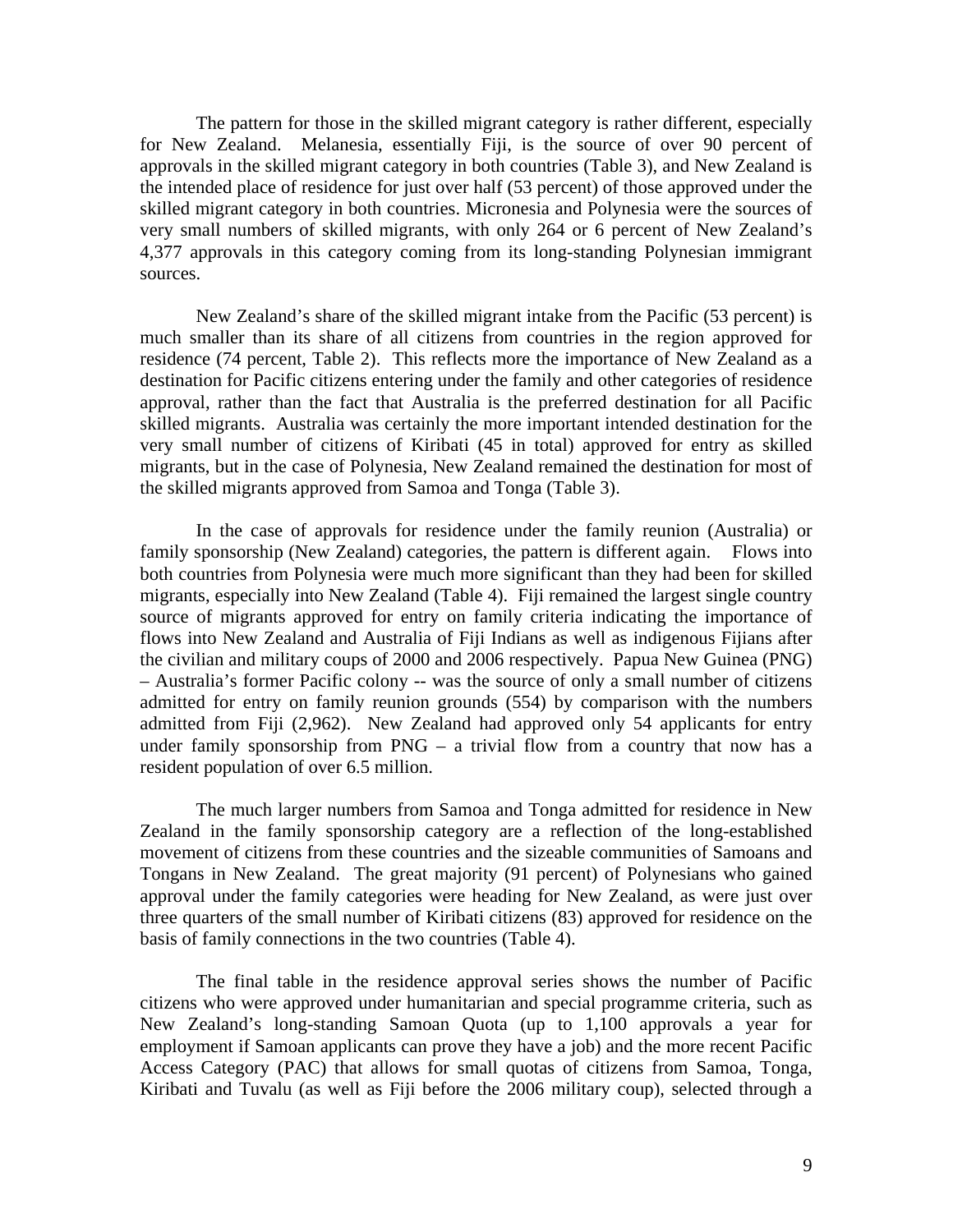The pattern for those in the skilled migrant category is rather different, especially for New Zealand. Melanesia, essentially Fiji, is the source of over 90 percent of approvals in the skilled migrant category in both countries (Table 3), and New Zealand is the intended place of residence for just over half (53 percent) of those approved under the skilled migrant category in both countries. Micronesia and Polynesia were the sources of very small numbers of skilled migrants, with only 264 or 6 percent of New Zealand's 4,377 approvals in this category coming from its long-standing Polynesian immigrant sources.

New Zealand's share of the skilled migrant intake from the Pacific (53 percent) is much smaller than its share of all citizens from countries in the region approved for residence (74 percent, Table 2). This reflects more the importance of New Zealand as a destination for Pacific citizens entering under the family and other categories of residence approval, rather than the fact that Australia is the preferred destination for all Pacific skilled migrants. Australia was certainly the more important intended destination for the very small number of citizens of Kiribati (45 in total) approved for entry as skilled migrants, but in the case of Polynesia, New Zealand remained the destination for most of the skilled migrants approved from Samoa and Tonga (Table 3).

In the case of approvals for residence under the family reunion (Australia) or family sponsorship (New Zealand) categories, the pattern is different again. Flows into both countries from Polynesia were much more significant than they had been for skilled migrants, especially into New Zealand (Table 4). Fiji remained the largest single country source of migrants approved for entry on family criteria indicating the importance of flows into New Zealand and Australia of Fiji Indians as well as indigenous Fijians after the civilian and military coups of 2000 and 2006 respectively. Papua New Guinea (PNG) – Australia's former Pacific colony -- was the source of only a small number of citizens admitted for entry on family reunion grounds (554) by comparison with the numbers admitted from Fiji (2,962). New Zealand had approved only 54 applicants for entry under family sponsorship from PNG – a trivial flow from a country that now has a resident population of over 6.5 million.

The much larger numbers from Samoa and Tonga admitted for residence in New Zealand in the family sponsorship category are a reflection of the long-established movement of citizens from these countries and the sizeable communities of Samoans and Tongans in New Zealand. The great majority (91 percent) of Polynesians who gained approval under the family categories were heading for New Zealand, as were just over three quarters of the small number of Kiribati citizens (83) approved for residence on the basis of family connections in the two countries (Table 4).

The final table in the residence approval series shows the number of Pacific citizens who were approved under humanitarian and special programme criteria, such as New Zealand's long-standing Samoan Quota (up to 1,100 approvals a year for employment if Samoan applicants can prove they have a job) and the more recent Pacific Access Category (PAC) that allows for small quotas of citizens from Samoa, Tonga, Kiribati and Tuvalu (as well as Fiji before the 2006 military coup), selected through a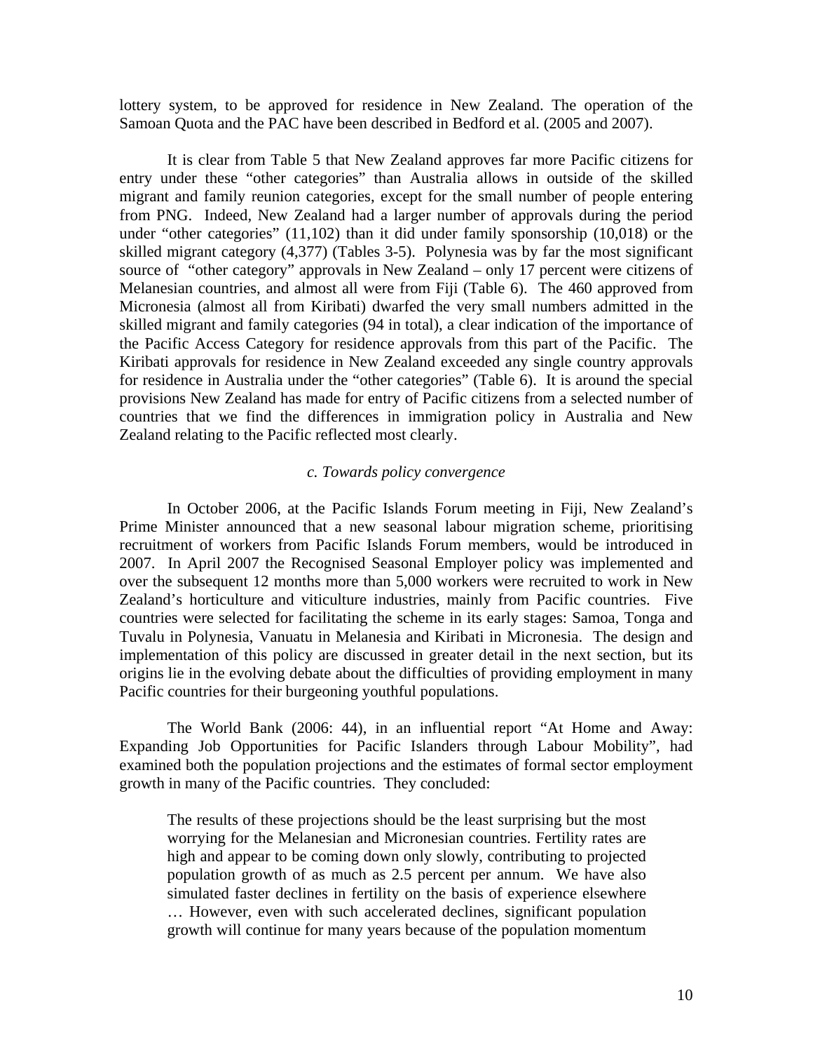lottery system, to be approved for residence in New Zealand. The operation of the Samoan Quota and the PAC have been described in Bedford et al. (2005 and 2007).

It is clear from Table 5 that New Zealand approves far more Pacific citizens for entry under these "other categories" than Australia allows in outside of the skilled migrant and family reunion categories, except for the small number of people entering from PNG. Indeed, New Zealand had a larger number of approvals during the period under "other categories" (11,102) than it did under family sponsorship (10,018) or the skilled migrant category (4,377) (Tables 3-5). Polynesia was by far the most significant source of "other category" approvals in New Zealand – only 17 percent were citizens of Melanesian countries, and almost all were from Fiji (Table 6). The 460 approved from Micronesia (almost all from Kiribati) dwarfed the very small numbers admitted in the skilled migrant and family categories (94 in total), a clear indication of the importance of the Pacific Access Category for residence approvals from this part of the Pacific. The Kiribati approvals for residence in New Zealand exceeded any single country approvals for residence in Australia under the "other categories" (Table 6). It is around the special provisions New Zealand has made for entry of Pacific citizens from a selected number of countries that we find the differences in immigration policy in Australia and New Zealand relating to the Pacific reflected most clearly.

### *c. Towards policy convergence*

In October 2006, at the Pacific Islands Forum meeting in Fiji, New Zealand's Prime Minister announced that a new seasonal labour migration scheme, prioritising recruitment of workers from Pacific Islands Forum members, would be introduced in 2007. In April 2007 the Recognised Seasonal Employer policy was implemented and over the subsequent 12 months more than 5,000 workers were recruited to work in New Zealand's horticulture and viticulture industries, mainly from Pacific countries. Five countries were selected for facilitating the scheme in its early stages: Samoa, Tonga and Tuvalu in Polynesia, Vanuatu in Melanesia and Kiribati in Micronesia. The design and implementation of this policy are discussed in greater detail in the next section, but its origins lie in the evolving debate about the difficulties of providing employment in many Pacific countries for their burgeoning youthful populations.

The World Bank (2006: 44), in an influential report "At Home and Away: Expanding Job Opportunities for Pacific Islanders through Labour Mobility", had examined both the population projections and the estimates of formal sector employment growth in many of the Pacific countries. They concluded:

> The results of these projections should be the least surprising but the most worrying for the Melanesian and Micronesian countries. Fertility rates are high and appear to be coming down only slowly, contributing to projected population growth of as much as 2.5 percent per annum. We have also simulated faster declines in fertility on the basis of experience elsewhere … However, even with such accelerated declines, significant population growth will continue for many years because of the population momentum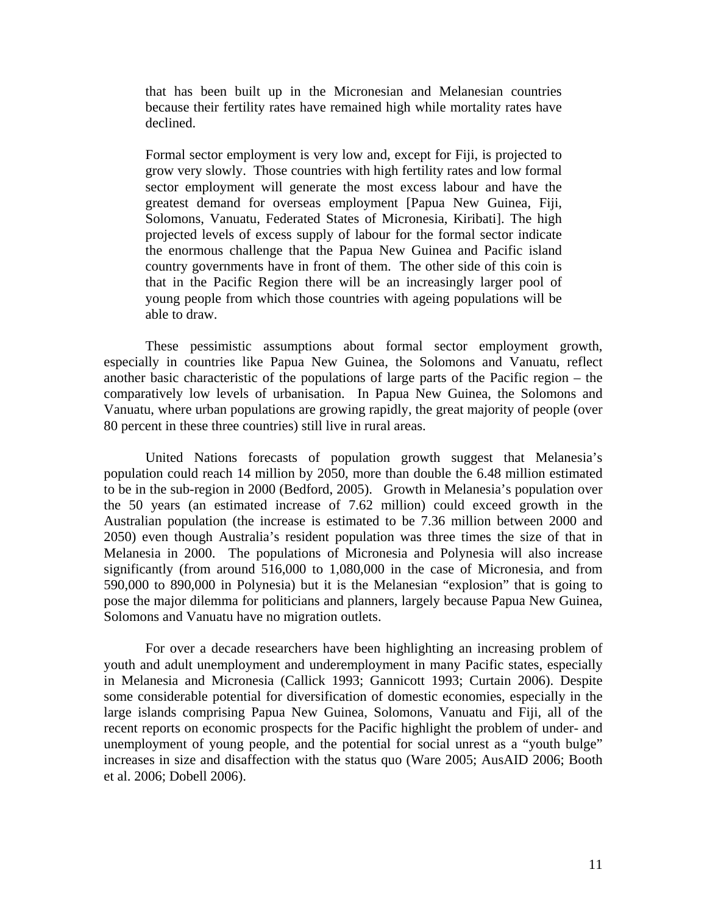> that has been built up in the Micronesian and Melanesian countries because their fertility rates have remained high while mortality rates have declined.
>
> Formal sector employment is very low and, except for Fiji, is projected to grow very slowly. Those countries with high fertility rates and low formal sector employment will generate the most excess labour and have the greatest demand for overseas employment [Papua New Guinea, Fiji, Solomons, Vanuatu, Federated States of Micronesia, Kiribati]. The high projected levels of excess supply of labour for the formal sector indicate the enormous challenge that the Papua New Guinea and Pacific island country governments have in front of them. The other side of this coin is that in the Pacific Region there will be an increasingly larger pool of young people from which those countries with ageing populations will be able to draw.

These pessimistic assumptions about formal sector employment growth, especially in countries like Papua New Guinea, the Solomons and Vanuatu, reflect another basic characteristic of the populations of large parts of the Pacific region – the comparatively low levels of urbanisation. In Papua New Guinea, the Solomons and Vanuatu, where urban populations are growing rapidly, the great majority of people (over 80 percent in these three countries) still live in rural areas.

United Nations forecasts of population growth suggest that Melanesia's population could reach 14 million by 2050, more than double the 6.48 million estimated to be in the sub-region in 2000 (Bedford, 2005). Growth in Melanesia's population over the 50 years (an estimated increase of 7.62 million) could exceed growth in the Australian population (the increase is estimated to be 7.36 million between 2000 and 2050) even though Australia's resident population was three times the size of that in Melanesia in 2000. The populations of Micronesia and Polynesia will also increase significantly (from around 516,000 to 1,080,000 in the case of Micronesia, and from 590,000 to 890,000 in Polynesia) but it is the Melanesian "explosion" that is going to pose the major dilemma for politicians and planners, largely because Papua New Guinea, Solomons and Vanuatu have no migration outlets.

For over a decade researchers have been highlighting an increasing problem of youth and adult unemployment and underemployment in many Pacific states, especially in Melanesia and Micronesia (Callick 1993; Gannicott 1993; Curtain 2006). Despite some considerable potential for diversification of domestic economies, especially in the large islands comprising Papua New Guinea, Solomons, Vanuatu and Fiji, all of the recent reports on economic prospects for the Pacific highlight the problem of under- and unemployment of young people, and the potential for social unrest as a "youth bulge" increases in size and disaffection with the status quo (Ware 2005; AusAID 2006; Booth et al. 2006; Dobell 2006).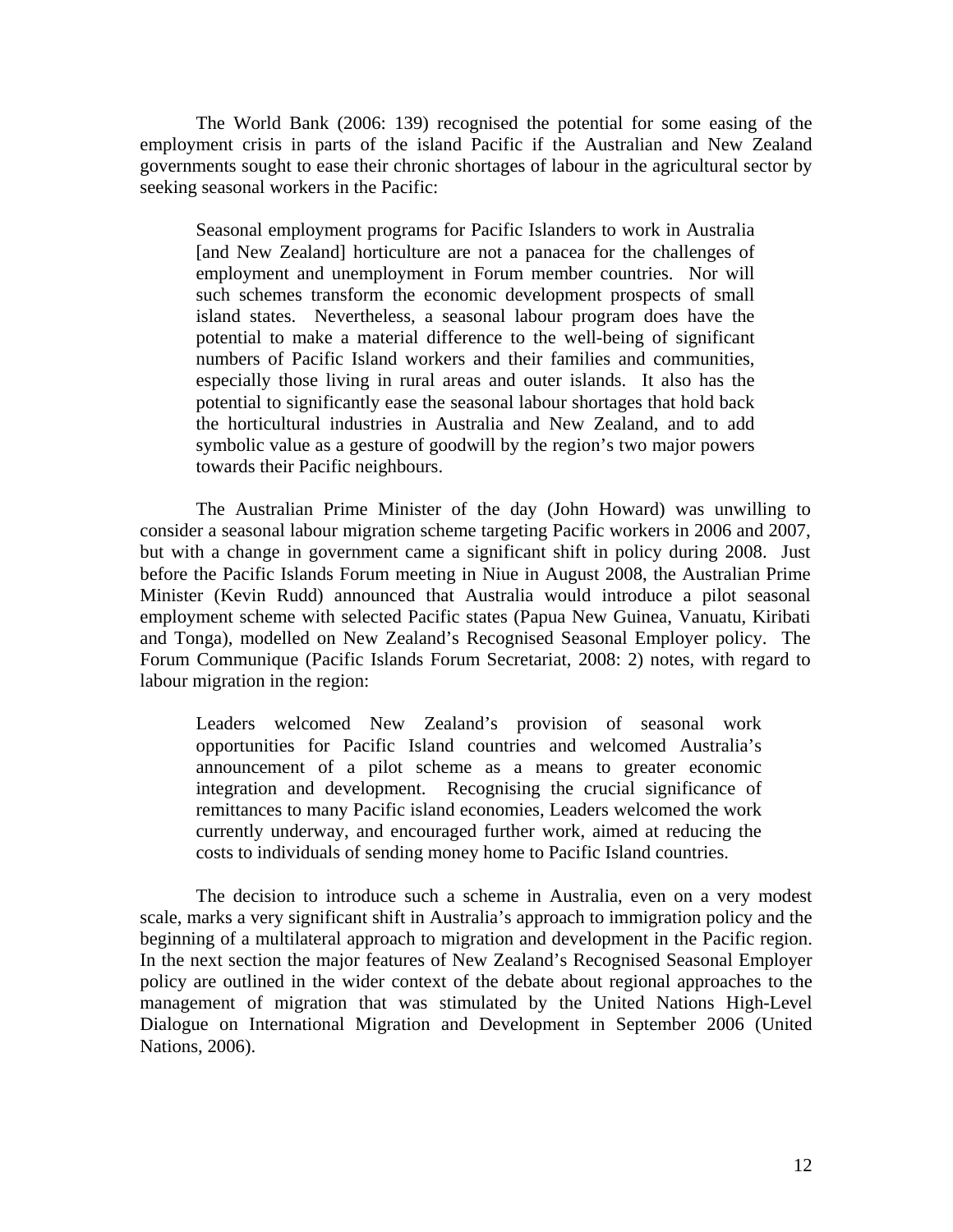The World Bank (2006: 139) recognised the potential for some easing of the employment crisis in parts of the island Pacific if the Australian and New Zealand governments sought to ease their chronic shortages of labour in the agricultural sector by seeking seasonal workers in the Pacific:

> Seasonal employment programs for Pacific Islanders to work in Australia [and New Zealand] horticulture are not a panacea for the challenges of employment and unemployment in Forum member countries. Nor will such schemes transform the economic development prospects of small island states. Nevertheless, a seasonal labour program does have the potential to make a material difference to the well-being of significant numbers of Pacific Island workers and their families and communities, especially those living in rural areas and outer islands. It also has the potential to significantly ease the seasonal labour shortages that hold back the horticultural industries in Australia and New Zealand, and to add symbolic value as a gesture of goodwill by the region's two major powers towards their Pacific neighbours.

The Australian Prime Minister of the day (John Howard) was unwilling to consider a seasonal labour migration scheme targeting Pacific workers in 2006 and 2007, but with a change in government came a significant shift in policy during 2008. Just before the Pacific Islands Forum meeting in Niue in August 2008, the Australian Prime Minister (Kevin Rudd) announced that Australia would introduce a pilot seasonal employment scheme with selected Pacific states (Papua New Guinea, Vanuatu, Kiribati and Tonga), modelled on New Zealand's Recognised Seasonal Employer policy. The Forum Communique (Pacific Islands Forum Secretariat, 2008: 2) notes, with regard to labour migration in the region:

> Leaders welcomed New Zealand's provision of seasonal work opportunities for Pacific Island countries and welcomed Australia's announcement of a pilot scheme as a means to greater economic integration and development. Recognising the crucial significance of remittances to many Pacific island economies, Leaders welcomed the work currently underway, and encouraged further work, aimed at reducing the costs to individuals of sending money home to Pacific Island countries.

The decision to introduce such a scheme in Australia, even on a very modest scale, marks a very significant shift in Australia's approach to immigration policy and the beginning of a multilateral approach to migration and development in the Pacific region. In the next section the major features of New Zealand's Recognised Seasonal Employer policy are outlined in the wider context of the debate about regional approaches to the management of migration that was stimulated by the United Nations High-Level Dialogue on International Migration and Development in September 2006 (United Nations, 2006).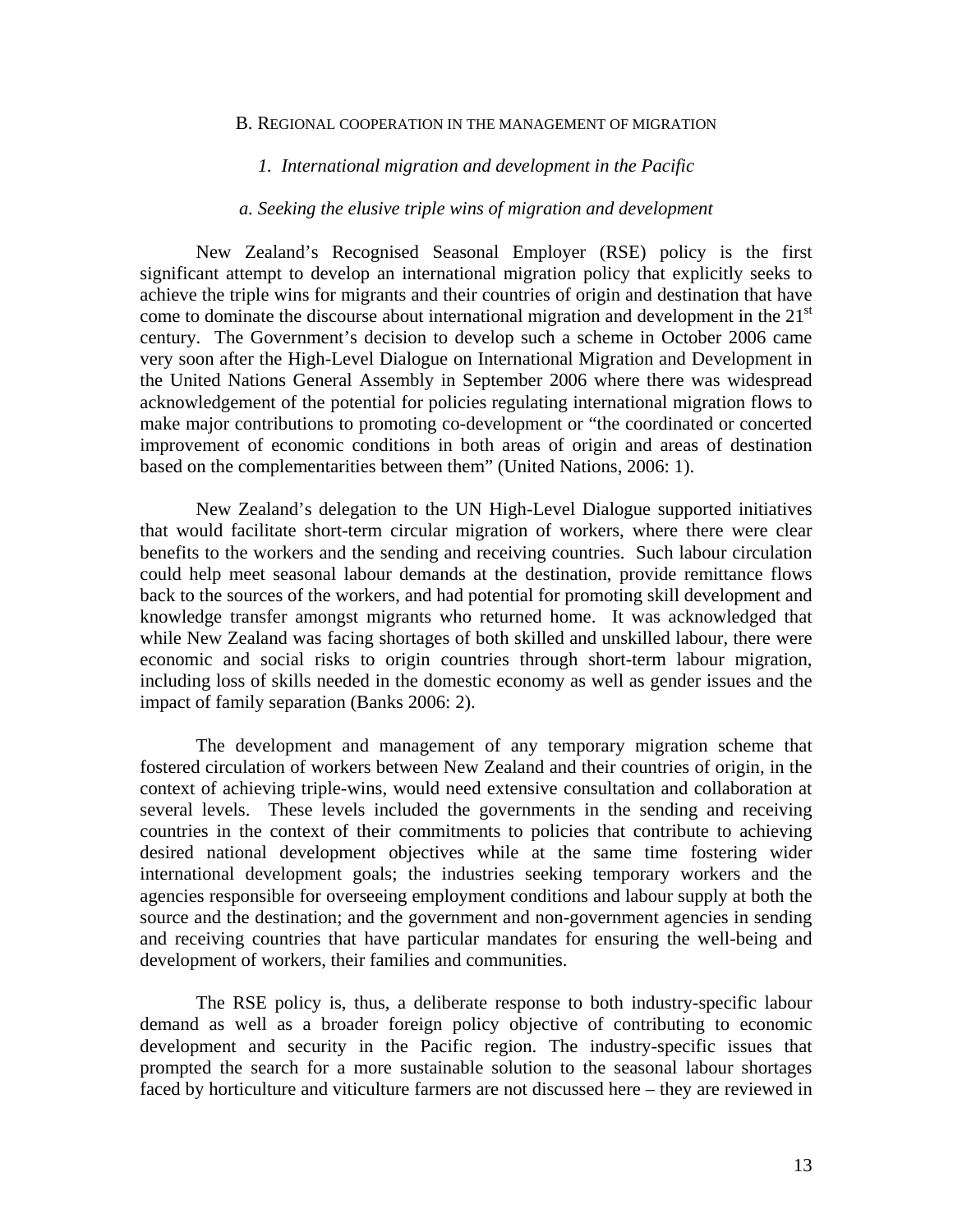## B. Regional cooperation in the management of migration

### *1. International migration and development in the Pacific*

#### *a. Seeking the elusive triple wins of migration and development*

New Zealand's Recognised Seasonal Employer (RSE) policy is the first significant attempt to develop an international migration policy that explicitly seeks to achieve the triple wins for migrants and their countries of origin and destination that have come to dominate the discourse about international migration and development in the 21st century. The Government's decision to develop such a scheme in October 2006 came very soon after the High-Level Dialogue on International Migration and Development in the United Nations General Assembly in September 2006 where there was widespread acknowledgement of the potential for policies regulating international migration flows to make major contributions to promoting co-development or "the coordinated or concerted improvement of economic conditions in both areas of origin and areas of destination based on the complementarities between them" (United Nations, 2006: 1).

New Zealand's delegation to the UN High-Level Dialogue supported initiatives that would facilitate short-term circular migration of workers, where there were clear benefits to the workers and the sending and receiving countries. Such labour circulation could help meet seasonal labour demands at the destination, provide remittance flows back to the sources of the workers, and had potential for promoting skill development and knowledge transfer amongst migrants who returned home. It was acknowledged that while New Zealand was facing shortages of both skilled and unskilled labour, there were economic and social risks to origin countries through short-term labour migration, including loss of skills needed in the domestic economy as well as gender issues and the impact of family separation (Banks 2006: 2).

The development and management of any temporary migration scheme that fostered circulation of workers between New Zealand and their countries of origin, in the context of achieving triple-wins, would need extensive consultation and collaboration at several levels. These levels included the governments in the sending and receiving countries in the context of their commitments to policies that contribute to achieving desired national development objectives while at the same time fostering wider international development goals; the industries seeking temporary workers and the agencies responsible for overseeing employment conditions and labour supply at both the source and the destination; and the government and non-government agencies in sending and receiving countries that have particular mandates for ensuring the well-being and development of workers, their families and communities.

The RSE policy is, thus, a deliberate response to both industry-specific labour demand as well as a broader foreign policy objective of contributing to economic development and security in the Pacific region. The industry-specific issues that prompted the search for a more sustainable solution to the seasonal labour shortages faced by horticulture and viticulture farmers are not discussed here – they are reviewed in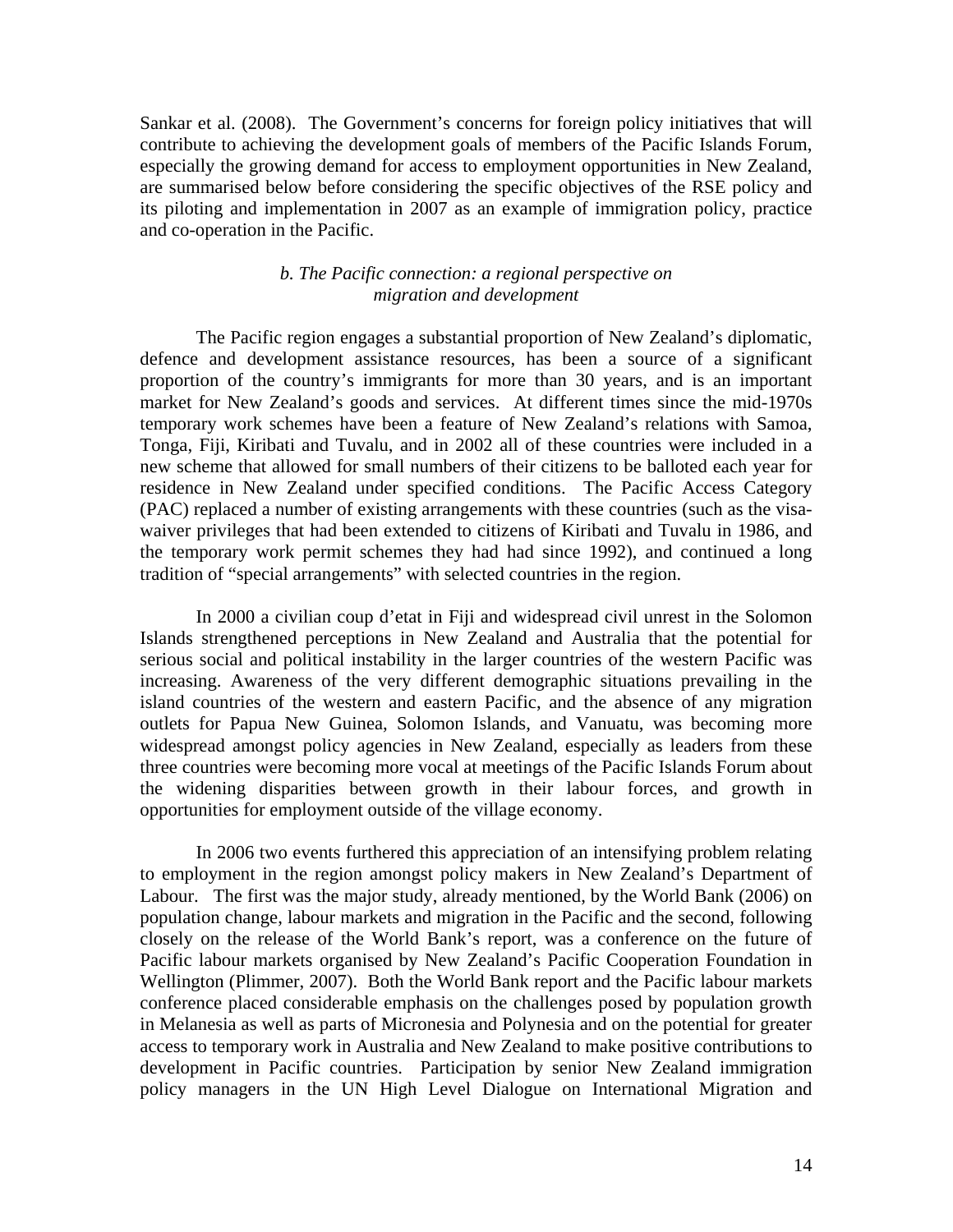Sankar et al. (2008). The Government's concerns for foreign policy initiatives that will contribute to achieving the development goals of members of the Pacific Islands Forum, especially the growing demand for access to employment opportunities in New Zealand, are summarised below before considering the specific objectives of the RSE policy and its piloting and implementation in 2007 as an example of immigration policy, practice and co-operation in the Pacific.

### *b. The Pacific connection: a regional perspective on migration and development*

The Pacific region engages a substantial proportion of New Zealand's diplomatic, defence and development assistance resources, has been a source of a significant proportion of the country's immigrants for more than 30 years, and is an important market for New Zealand's goods and services. At different times since the mid-1970s temporary work schemes have been a feature of New Zealand's relations with Samoa, Tonga, Fiji, Kiribati and Tuvalu, and in 2002 all of these countries were included in a new scheme that allowed for small numbers of their citizens to be balloted each year for residence in New Zealand under specified conditions. The Pacific Access Category (PAC) replaced a number of existing arrangements with these countries (such as the visa-waiver privileges that had been extended to citizens of Kiribati and Tuvalu in 1986, and the temporary work permit schemes they had had since 1992), and continued a long tradition of "special arrangements" with selected countries in the region.

In 2000 a civilian coup d'etat in Fiji and widespread civil unrest in the Solomon Islands strengthened perceptions in New Zealand and Australia that the potential for serious social and political instability in the larger countries of the western Pacific was increasing. Awareness of the very different demographic situations prevailing in the island countries of the western and eastern Pacific, and the absence of any migration outlets for Papua New Guinea, Solomon Islands, and Vanuatu, was becoming more widespread amongst policy agencies in New Zealand, especially as leaders from these three countries were becoming more vocal at meetings of the Pacific Islands Forum about the widening disparities between growth in their labour forces, and growth in opportunities for employment outside of the village economy.

In 2006 two events furthered this appreciation of an intensifying problem relating to employment in the region amongst policy makers in New Zealand's Department of Labour. The first was the major study, already mentioned, by the World Bank (2006) on population change, labour markets and migration in the Pacific and the second, following closely on the release of the World Bank's report, was a conference on the future of Pacific labour markets organised by New Zealand's Pacific Cooperation Foundation in Wellington (Plimmer, 2007). Both the World Bank report and the Pacific labour markets conference placed considerable emphasis on the challenges posed by population growth in Melanesia as well as parts of Micronesia and Polynesia and on the potential for greater access to temporary work in Australia and New Zealand to make positive contributions to development in Pacific countries. Participation by senior New Zealand immigration policy managers in the UN High Level Dialogue on International Migration and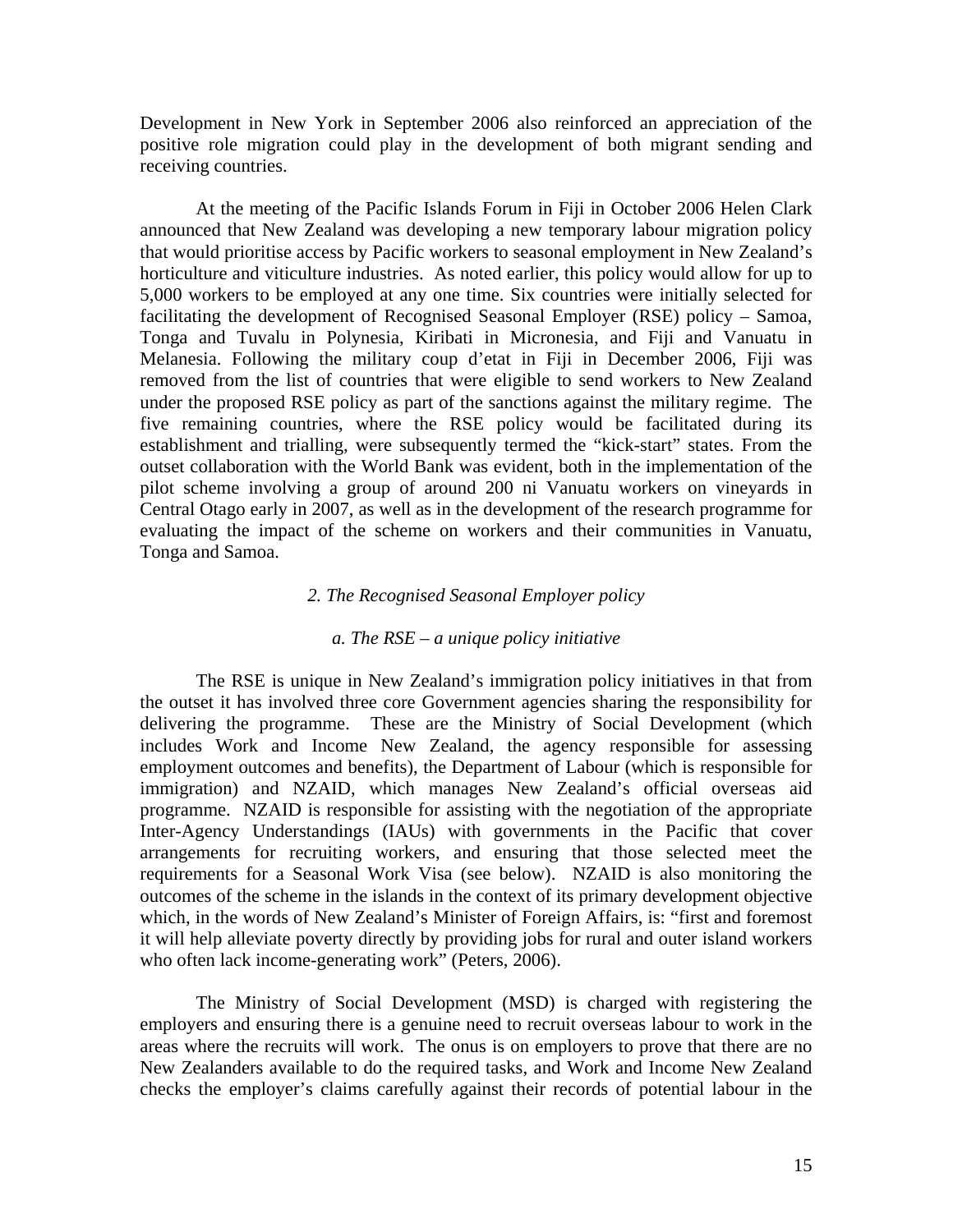Development in New York in September 2006 also reinforced an appreciation of the positive role migration could play in the development of both migrant sending and receiving countries.

At the meeting of the Pacific Islands Forum in Fiji in October 2006 Helen Clark announced that New Zealand was developing a new temporary labour migration policy that would prioritise access by Pacific workers to seasonal employment in New Zealand's horticulture and viticulture industries. As noted earlier, this policy would allow for up to 5,000 workers to be employed at any one time. Six countries were initially selected for facilitating the development of Recognised Seasonal Employer (RSE) policy – Samoa, Tonga and Tuvalu in Polynesia, Kiribati in Micronesia, and Fiji and Vanuatu in Melanesia. Following the military coup d'etat in Fiji in December 2006, Fiji was removed from the list of countries that were eligible to send workers to New Zealand under the proposed RSE policy as part of the sanctions against the military regime. The five remaining countries, where the RSE policy would be facilitated during its establishment and trialling, were subsequently termed the "kick-start" states. From the outset collaboration with the World Bank was evident, both in the implementation of the pilot scheme involving a group of around 200 ni Vanuatu workers on vineyards in Central Otago early in 2007, as well as in the development of the research programme for evaluating the impact of the scheme on workers and their communities in Vanuatu, Tonga and Samoa.

## *2. The Recognised Seasonal Employer policy*

### *a. The RSE – a unique policy initiative*

The RSE is unique in New Zealand's immigration policy initiatives in that from the outset it has involved three core Government agencies sharing the responsibility for delivering the programme. These are the Ministry of Social Development (which includes Work and Income New Zealand, the agency responsible for assessing employment outcomes and benefits), the Department of Labour (which is responsible for immigration) and NZAID, which manages New Zealand's official overseas aid programme. NZAID is responsible for assisting with the negotiation of the appropriate Inter-Agency Understandings (IAUs) with governments in the Pacific that cover arrangements for recruiting workers, and ensuring that those selected meet the requirements for a Seasonal Work Visa (see below). NZAID is also monitoring the outcomes of the scheme in the islands in the context of its primary development objective which, in the words of New Zealand's Minister of Foreign Affairs, is: "first and foremost it will help alleviate poverty directly by providing jobs for rural and outer island workers who often lack income-generating work" (Peters, 2006).

The Ministry of Social Development (MSD) is charged with registering the employers and ensuring there is a genuine need to recruit overseas labour to work in the areas where the recruits will work. The onus is on employers to prove that there are no New Zealanders available to do the required tasks, and Work and Income New Zealand checks the employer's claims carefully against their records of potential labour in the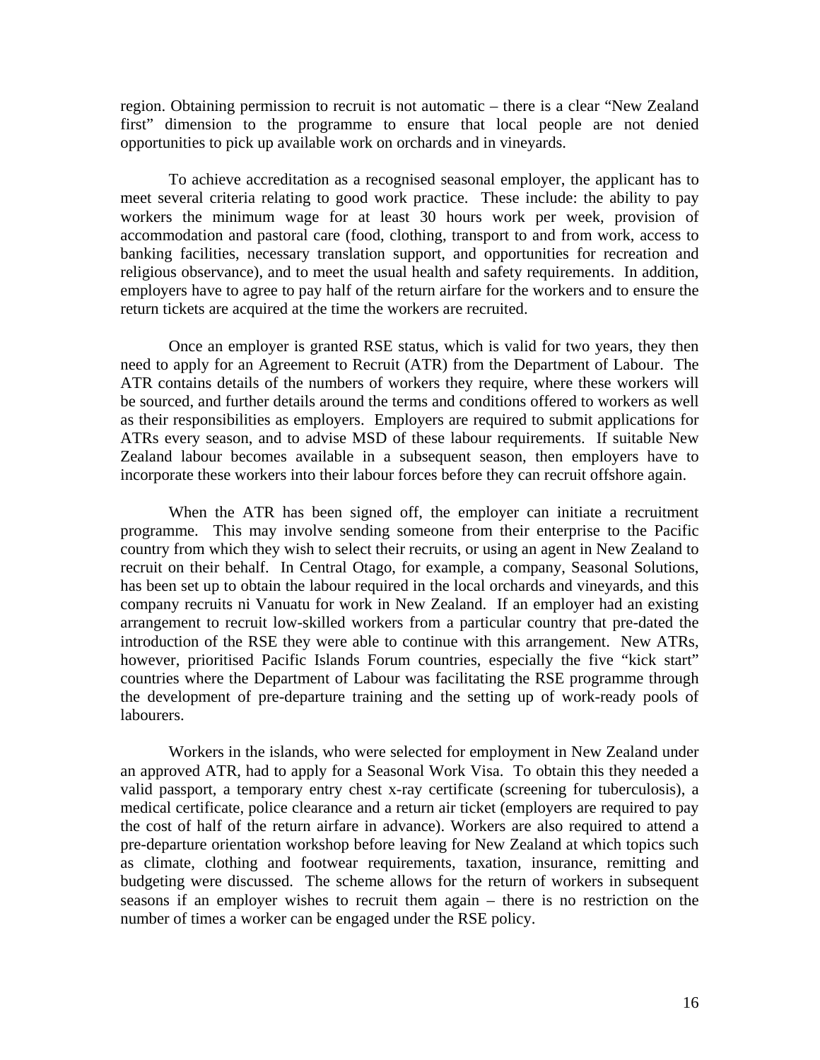region. Obtaining permission to recruit is not automatic – there is a clear "New Zealand first" dimension to the programme to ensure that local people are not denied opportunities to pick up available work on orchards and in vineyards.

To achieve accreditation as a recognised seasonal employer, the applicant has to meet several criteria relating to good work practice. These include: the ability to pay workers the minimum wage for at least 30 hours work per week, provision of accommodation and pastoral care (food, clothing, transport to and from work, access to banking facilities, necessary translation support, and opportunities for recreation and religious observance), and to meet the usual health and safety requirements. In addition, employers have to agree to pay half of the return airfare for the workers and to ensure the return tickets are acquired at the time the workers are recruited.

Once an employer is granted RSE status, which is valid for two years, they then need to apply for an Agreement to Recruit (ATR) from the Department of Labour. The ATR contains details of the numbers of workers they require, where these workers will be sourced, and further details around the terms and conditions offered to workers as well as their responsibilities as employers. Employers are required to submit applications for ATRs every season, and to advise MSD of these labour requirements. If suitable New Zealand labour becomes available in a subsequent season, then employers have to incorporate these workers into their labour forces before they can recruit offshore again.

When the ATR has been signed off, the employer can initiate a recruitment programme. This may involve sending someone from their enterprise to the Pacific country from which they wish to select their recruits, or using an agent in New Zealand to recruit on their behalf. In Central Otago, for example, a company, Seasonal Solutions, has been set up to obtain the labour required in the local orchards and vineyards, and this company recruits ni Vanuatu for work in New Zealand. If an employer had an existing arrangement to recruit low-skilled workers from a particular country that pre-dated the introduction of the RSE they were able to continue with this arrangement. New ATRs, however, prioritised Pacific Islands Forum countries, especially the five "kick start" countries where the Department of Labour was facilitating the RSE programme through the development of pre-departure training and the setting up of work-ready pools of labourers.

Workers in the islands, who were selected for employment in New Zealand under an approved ATR, had to apply for a Seasonal Work Visa. To obtain this they needed a valid passport, a temporary entry chest x-ray certificate (screening for tuberculosis), a medical certificate, police clearance and a return air ticket (employers are required to pay the cost of half of the return airfare in advance). Workers are also required to attend a pre-departure orientation workshop before leaving for New Zealand at which topics such as climate, clothing and footwear requirements, taxation, insurance, remitting and budgeting were discussed. The scheme allows for the return of workers in subsequent seasons if an employer wishes to recruit them again – there is no restriction on the number of times a worker can be engaged under the RSE policy.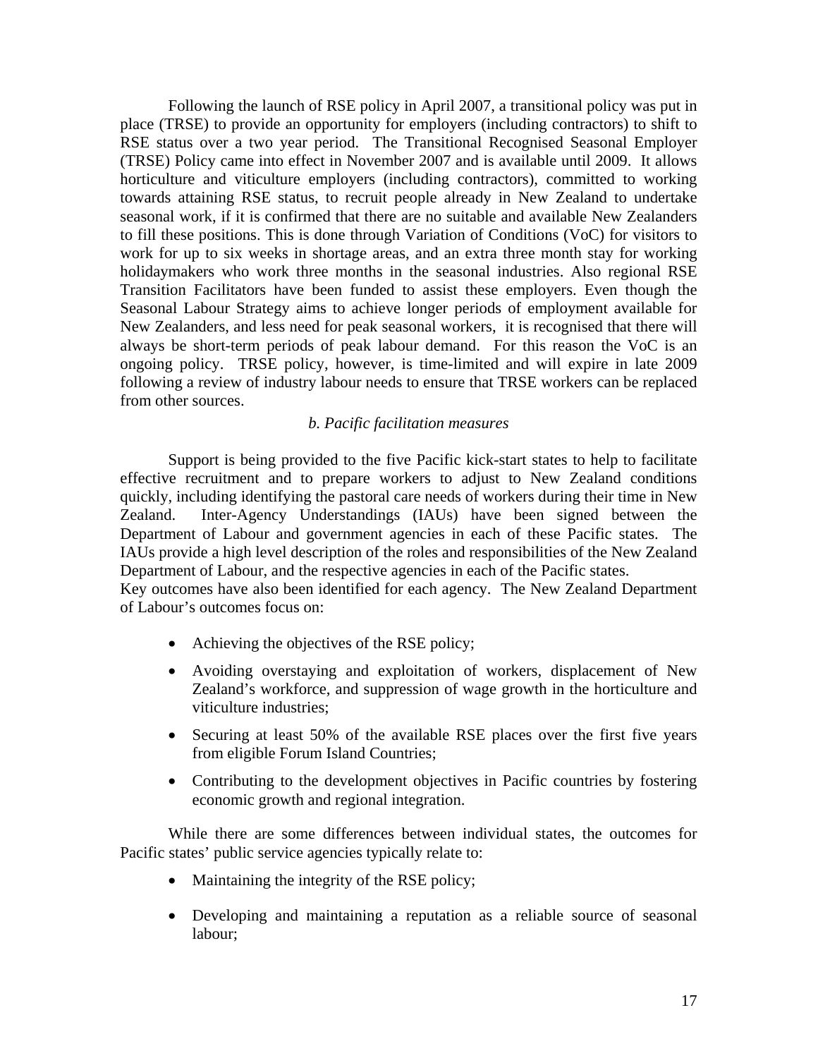Following the launch of RSE policy in April 2007, a transitional policy was put in place (TRSE) to provide an opportunity for employers (including contractors) to shift to RSE status over a two year period. The Transitional Recognised Seasonal Employer (TRSE) Policy came into effect in November 2007 and is available until 2009. It allows horticulture and viticulture employers (including contractors), committed to working towards attaining RSE status, to recruit people already in New Zealand to undertake seasonal work, if it is confirmed that there are no suitable and available New Zealanders to fill these positions. This is done through Variation of Conditions (VoC) for visitors to work for up to six weeks in shortage areas, and an extra three month stay for working holidaymakers who work three months in the seasonal industries. Also regional RSE Transition Facilitators have been funded to assist these employers. Even though the Seasonal Labour Strategy aims to achieve longer periods of employment available for New Zealanders, and less need for peak seasonal workers, it is recognised that there will always be short-term periods of peak labour demand. For this reason the VoC is an ongoing policy. TRSE policy, however, is time-limited and will expire in late 2009 following a review of industry labour needs to ensure that TRSE workers can be replaced from other sources.

*b. Pacific facilitation measures*

Support is being provided to the five Pacific kick-start states to help to facilitate effective recruitment and to prepare workers to adjust to New Zealand conditions quickly, including identifying the pastoral care needs of workers during their time in New Zealand. Inter-Agency Understandings (IAUs) have been signed between the Department of Labour and government agencies in each of these Pacific states. The IAUs provide a high level description of the roles and responsibilities of the New Zealand Department of Labour, and the respective agencies in each of the Pacific states.
Key outcomes have also been identified for each agency. The New Zealand Department of Labour's outcomes focus on:

- Achieving the objectives of the RSE policy;
- Avoiding overstaying and exploitation of workers, displacement of New Zealand's workforce, and suppression of wage growth in the horticulture and viticulture industries;
- Securing at least 50% of the available RSE places over the first five years from eligible Forum Island Countries;
- Contributing to the development objectives in Pacific countries by fostering economic growth and regional integration.

While there are some differences between individual states, the outcomes for Pacific states' public service agencies typically relate to:

- Maintaining the integrity of the RSE policy;
- Developing and maintaining a reputation as a reliable source of seasonal labour;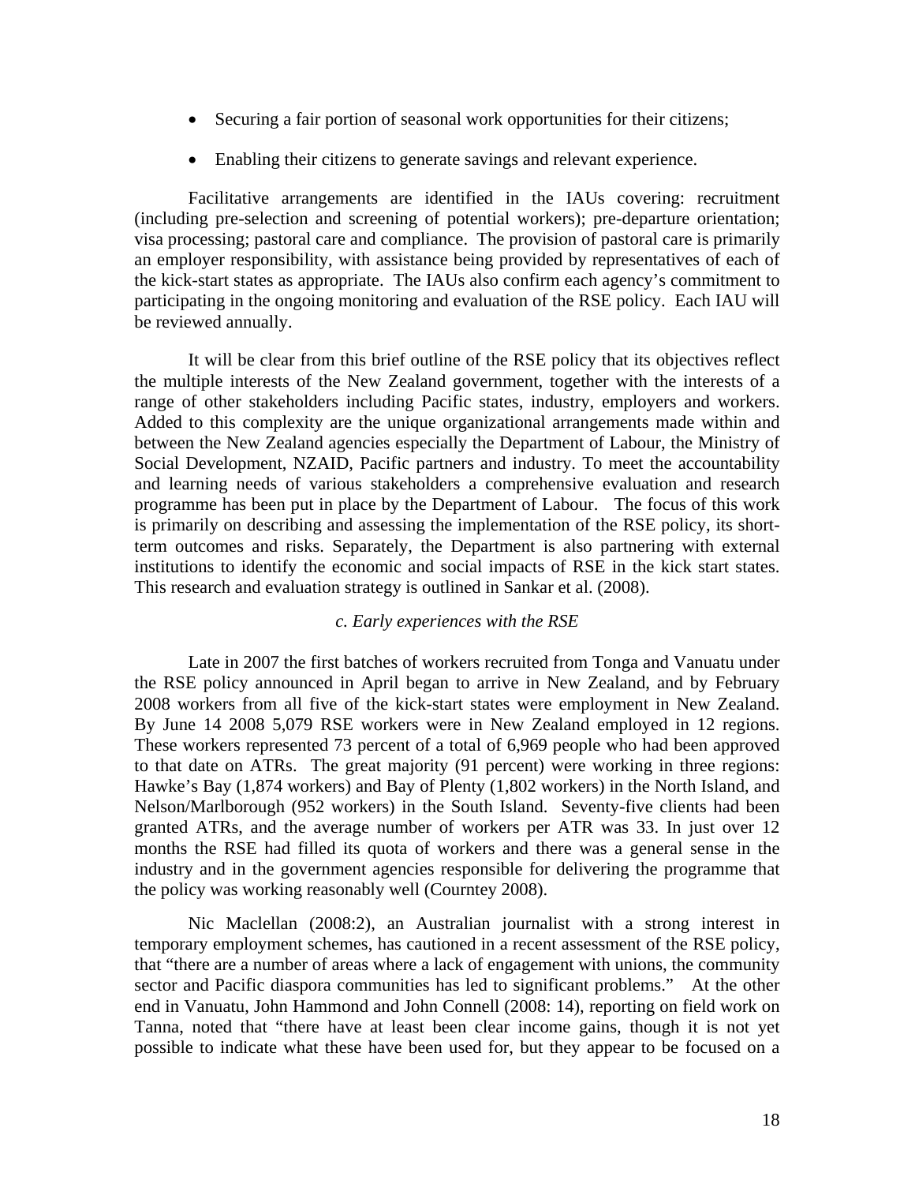- Securing a fair portion of seasonal work opportunities for their citizens;
- Enabling their citizens to generate savings and relevant experience.

Facilitative arrangements are identified in the IAUs covering: recruitment (including pre-selection and screening of potential workers); pre-departure orientation; visa processing; pastoral care and compliance. The provision of pastoral care is primarily an employer responsibility, with assistance being provided by representatives of each of the kick-start states as appropriate. The IAUs also confirm each agency's commitment to participating in the ongoing monitoring and evaluation of the RSE policy. Each IAU will be reviewed annually.

It will be clear from this brief outline of the RSE policy that its objectives reflect the multiple interests of the New Zealand government, together with the interests of a range of other stakeholders including Pacific states, industry, employers and workers. Added to this complexity are the unique organizational arrangements made within and between the New Zealand agencies especially the Department of Labour, the Ministry of Social Development, NZAID, Pacific partners and industry. To meet the accountability and learning needs of various stakeholders a comprehensive evaluation and research programme has been put in place by the Department of Labour. The focus of this work is primarily on describing and assessing the implementation of the RSE policy, its short-term outcomes and risks. Separately, the Department is also partnering with external institutions to identify the economic and social impacts of RSE in the kick start states. This research and evaluation strategy is outlined in Sankar et al. (2008).

### *c. Early experiences with the RSE*

Late in 2007 the first batches of workers recruited from Tonga and Vanuatu under the RSE policy announced in April began to arrive in New Zealand, and by February 2008 workers from all five of the kick-start states were employment in New Zealand. By June 14 2008 5,079 RSE workers were in New Zealand employed in 12 regions. These workers represented 73 percent of a total of 6,969 people who had been approved to that date on ATRs. The great majority (91 percent) were working in three regions: Hawke's Bay (1,874 workers) and Bay of Plenty (1,802 workers) in the North Island, and Nelson/Marlborough (952 workers) in the South Island. Seventy-five clients had been granted ATRs, and the average number of workers per ATR was 33. In just over 12 months the RSE had filled its quota of workers and there was a general sense in the industry and in the government agencies responsible for delivering the programme that the policy was working reasonably well (Courntey 2008).

Nic Maclellan (2008:2), an Australian journalist with a strong interest in temporary employment schemes, has cautioned in a recent assessment of the RSE policy, that "there are a number of areas where a lack of engagement with unions, the community sector and Pacific diaspora communities has led to significant problems." At the other end in Vanuatu, John Hammond and John Connell (2008: 14), reporting on field work on Tanna, noted that "there have at least been clear income gains, though it is not yet possible to indicate what these have been used for, but they appear to be focused on a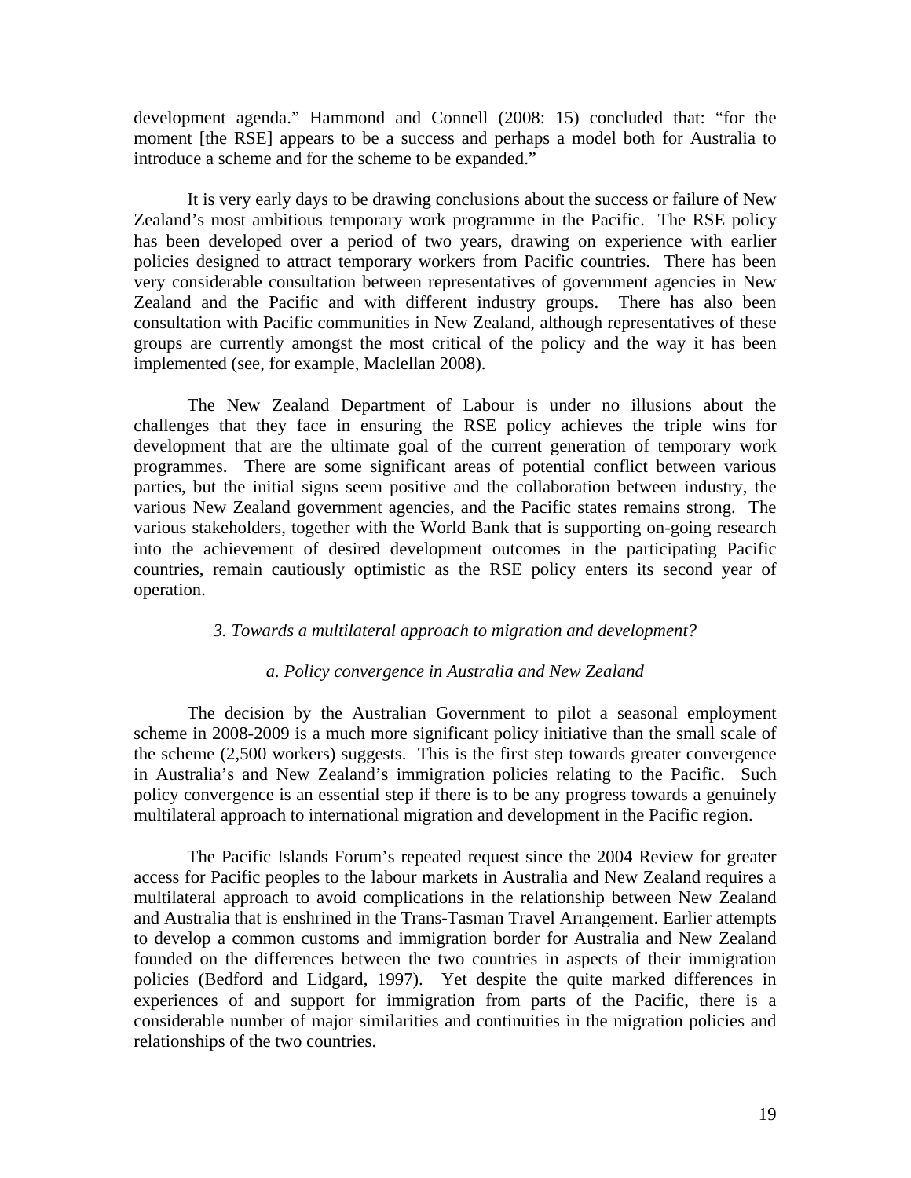development agenda." Hammond and Connell (2008: 15) concluded that: "for the moment [the RSE] appears to be a success and perhaps a model both for Australia to introduce a scheme and for the scheme to be expanded."

It is very early days to be drawing conclusions about the success or failure of New Zealand's most ambitious temporary work programme in the Pacific. The RSE policy has been developed over a period of two years, drawing on experience with earlier policies designed to attract temporary workers from Pacific countries. There has been very considerable consultation between representatives of government agencies in New Zealand and the Pacific and with different industry groups. There has also been consultation with Pacific communities in New Zealand, although representatives of these groups are currently amongst the most critical of the policy and the way it has been implemented (see, for example, Maclellan 2008).

The New Zealand Department of Labour is under no illusions about the challenges that they face in ensuring the RSE policy achieves the triple wins for development that are the ultimate goal of the current generation of temporary work programmes. There are some significant areas of potential conflict between various parties, but the initial signs seem positive and the collaboration between industry, the various New Zealand government agencies, and the Pacific states remains strong. The various stakeholders, together with the World Bank that is supporting on-going research into the achievement of desired development outcomes in the participating Pacific countries, remain cautiously optimistic as the RSE policy enters its second year of operation.

## *3. Towards a multilateral approach to migration and development?*

### *a. Policy convergence in Australia and New Zealand*

The decision by the Australian Government to pilot a seasonal employment scheme in 2008-2009 is a much more significant policy initiative than the small scale of the scheme (2,500 workers) suggests. This is the first step towards greater convergence in Australia's and New Zealand's immigration policies relating to the Pacific. Such policy convergence is an essential step if there is to be any progress towards a genuinely multilateral approach to international migration and development in the Pacific region.

The Pacific Islands Forum's repeated request since the 2004 Review for greater access for Pacific peoples to the labour markets in Australia and New Zealand requires a multilateral approach to avoid complications in the relationship between New Zealand and Australia that is enshrined in the Trans-Tasman Travel Arrangement. Earlier attempts to develop a common customs and immigration border for Australia and New Zealand founded on the differences between the two countries in aspects of their immigration policies (Bedford and Lidgard, 1997). Yet despite the quite marked differences in experiences of and support for immigration from parts of the Pacific, there is a considerable number of major similarities and continuities in the migration policies and relationships of the two countries.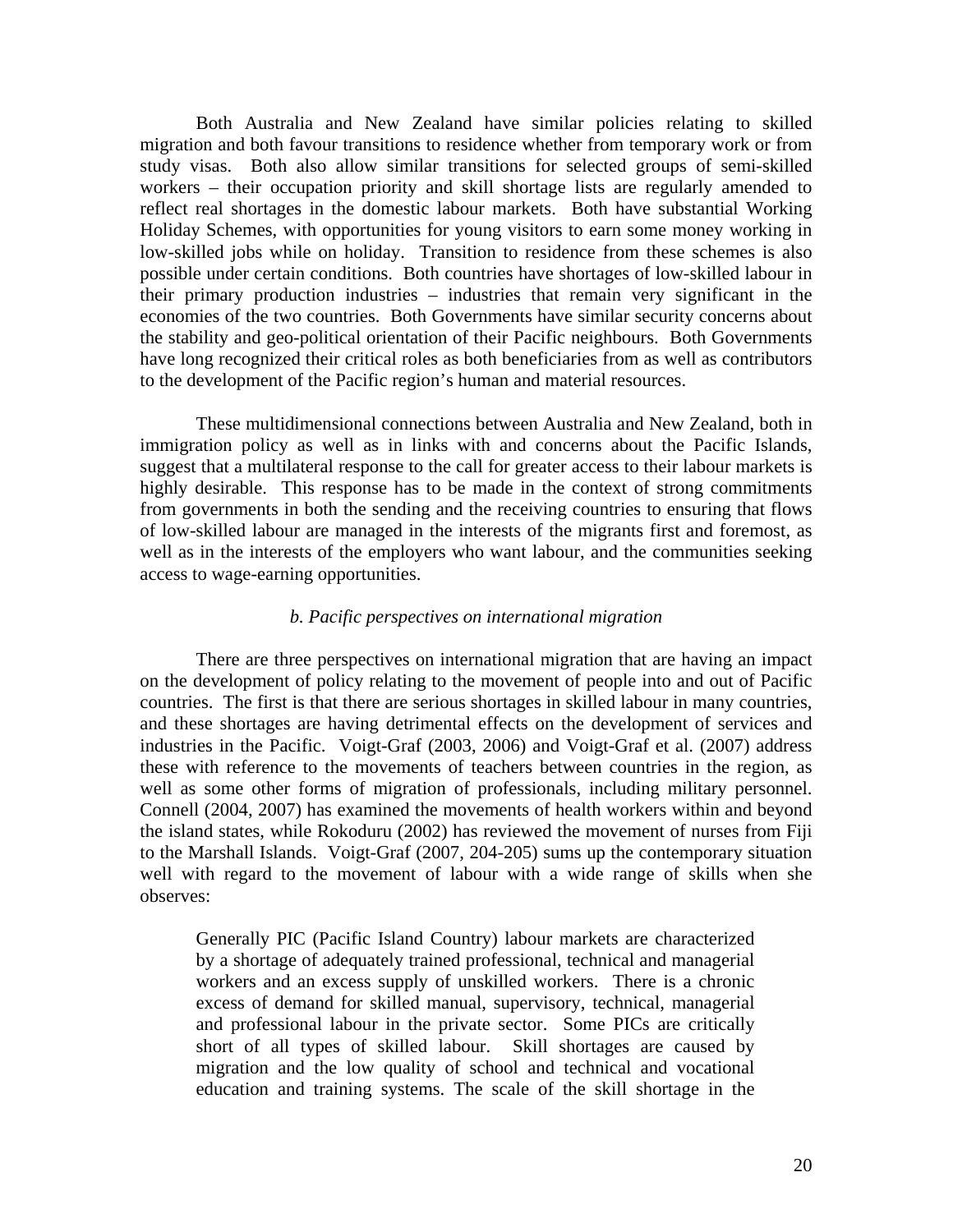Both Australia and New Zealand have similar policies relating to skilled migration and both favour transitions to residence whether from temporary work or from study visas. Both also allow similar transitions for selected groups of semi-skilled workers – their occupation priority and skill shortage lists are regularly amended to reflect real shortages in the domestic labour markets. Both have substantial Working Holiday Schemes, with opportunities for young visitors to earn some money working in low-skilled jobs while on holiday. Transition to residence from these schemes is also possible under certain conditions. Both countries have shortages of low-skilled labour in their primary production industries – industries that remain very significant in the economies of the two countries. Both Governments have similar security concerns about the stability and geo-political orientation of their Pacific neighbours. Both Governments have long recognized their critical roles as both beneficiaries from as well as contributors to the development of the Pacific region's human and material resources.

These multidimensional connections between Australia and New Zealand, both in immigration policy as well as in links with and concerns about the Pacific Islands, suggest that a multilateral response to the call for greater access to their labour markets is highly desirable. This response has to be made in the context of strong commitments from governments in both the sending and the receiving countries to ensuring that flows of low-skilled labour are managed in the interests of the migrants first and foremost, as well as in the interests of the employers who want labour, and the communities seeking access to wage-earning opportunities.

### *b. Pacific perspectives on international migration*

There are three perspectives on international migration that are having an impact on the development of policy relating to the movement of people into and out of Pacific countries. The first is that there are serious shortages in skilled labour in many countries, and these shortages are having detrimental effects on the development of services and industries in the Pacific. Voigt-Graf (2003, 2006) and Voigt-Graf et al. (2007) address these with reference to the movements of teachers between countries in the region, as well as some other forms of migration of professionals, including military personnel. Connell (2004, 2007) has examined the movements of health workers within and beyond the island states, while Rokoduru (2002) has reviewed the movement of nurses from Fiji to the Marshall Islands. Voigt-Graf (2007, 204-205) sums up the contemporary situation well with regard to the movement of labour with a wide range of skills when she observes:

> Generally PIC (Pacific Island Country) labour markets are characterized by a shortage of adequately trained professional, technical and managerial workers and an excess supply of unskilled workers. There is a chronic excess of demand for skilled manual, supervisory, technical, managerial and professional labour in the private sector. Some PICs are critically short of all types of skilled labour. Skill shortages are caused by migration and the low quality of school and technical and vocational education and training systems. The scale of the skill shortage in the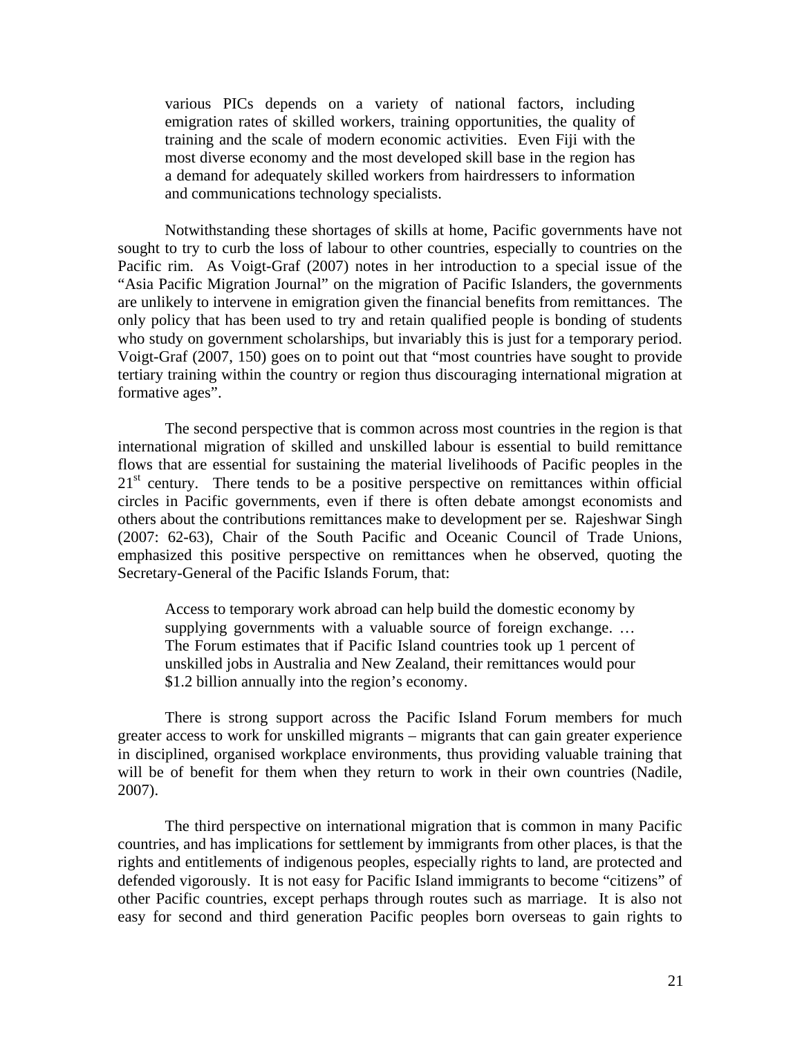various PICs depends on a variety of national factors, including emigration rates of skilled workers, training opportunities, the quality of training and the scale of modern economic activities. Even Fiji with the most diverse economy and the most developed skill base in the region has a demand for adequately skilled workers from hairdressers to information and communications technology specialists.

Notwithstanding these shortages of skills at home, Pacific governments have not sought to try to curb the loss of labour to other countries, especially to countries on the Pacific rim. As Voigt-Graf (2007) notes in her introduction to a special issue of the "Asia Pacific Migration Journal" on the migration of Pacific Islanders, the governments are unlikely to intervene in emigration given the financial benefits from remittances. The only policy that has been used to try and retain qualified people is bonding of students who study on government scholarships, but invariably this is just for a temporary period. Voigt-Graf (2007, 150) goes on to point out that "most countries have sought to provide tertiary training within the country or region thus discouraging international migration at formative ages".

The second perspective that is common across most countries in the region is that international migration of skilled and unskilled labour is essential to build remittance flows that are essential for sustaining the material livelihoods of Pacific peoples in the 21st century. There tends to be a positive perspective on remittances within official circles in Pacific governments, even if there is often debate amongst economists and others about the contributions remittances make to development per se. Rajeshwar Singh (2007: 62-63), Chair of the South Pacific and Oceanic Council of Trade Unions, emphasized this positive perspective on remittances when he observed, quoting the Secretary-General of the Pacific Islands Forum, that:

> Access to temporary work abroad can help build the domestic economy by supplying governments with a valuable source of foreign exchange. … The Forum estimates that if Pacific Island countries took up 1 percent of unskilled jobs in Australia and New Zealand, their remittances would pour $1.2 billion annually into the region's economy.

There is strong support across the Pacific Island Forum members for much greater access to work for unskilled migrants – migrants that can gain greater experience in disciplined, organised workplace environments, thus providing valuable training that will be of benefit for them when they return to work in their own countries (Nadile, 2007).

The third perspective on international migration that is common in many Pacific countries, and has implications for settlement by immigrants from other places, is that the rights and entitlements of indigenous peoples, especially rights to land, are protected and defended vigorously. It is not easy for Pacific Island immigrants to become "citizens" of other Pacific countries, except perhaps through routes such as marriage. It is also not easy for second and third generation Pacific peoples born overseas to gain rights to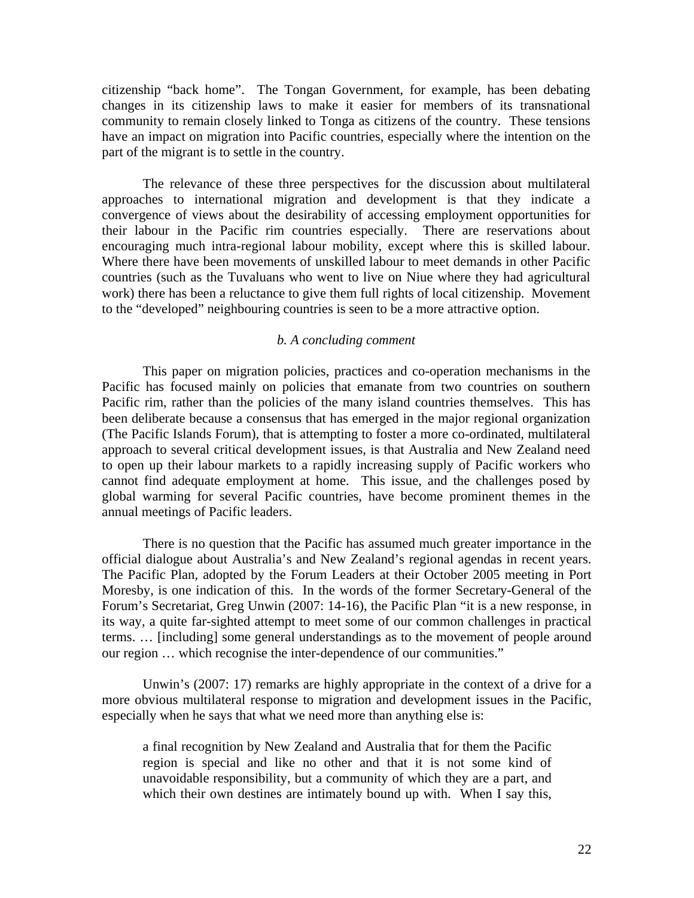citizenship "back home". The Tongan Government, for example, has been debating changes in its citizenship laws to make it easier for members of its transnational community to remain closely linked to Tonga as citizens of the country. These tensions have an impact on migration into Pacific countries, especially where the intention on the part of the migrant is to settle in the country.

The relevance of these three perspectives for the discussion about multilateral approaches to international migration and development is that they indicate a convergence of views about the desirability of accessing employment opportunities for their labour in the Pacific rim countries especially. There are reservations about encouraging much intra-regional labour mobility, except where this is skilled labour. Where there have been movements of unskilled labour to meet demands in other Pacific countries (such as the Tuvaluans who went to live on Niue where they had agricultural work) there has been a reluctance to give them full rights of local citizenship. Movement to the "developed" neighbouring countries is seen to be a more attractive option.

### *b. A concluding comment*

This paper on migration policies, practices and co-operation mechanisms in the Pacific has focused mainly on policies that emanate from two countries on southern Pacific rim, rather than the policies of the many island countries themselves. This has been deliberate because a consensus that has emerged in the major regional organization (The Pacific Islands Forum), that is attempting to foster a more co-ordinated, multilateral approach to several critical development issues, is that Australia and New Zealand need to open up their labour markets to a rapidly increasing supply of Pacific workers who cannot find adequate employment at home. This issue, and the challenges posed by global warming for several Pacific countries, have become prominent themes in the annual meetings of Pacific leaders.

There is no question that the Pacific has assumed much greater importance in the official dialogue about Australia's and New Zealand's regional agendas in recent years. The Pacific Plan, adopted by the Forum Leaders at their October 2005 meeting in Port Moresby, is one indication of this. In the words of the former Secretary-General of the Forum's Secretariat, Greg Unwin (2007: 14-16), the Pacific Plan "it is a new response, in its way, a quite far-sighted attempt to meet some of our common challenges in practical terms. … [including] some general understandings as to the movement of people around our region … which recognise the inter-dependence of our communities."

Unwin's (2007: 17) remarks are highly appropriate in the context of a drive for a more obvious multilateral response to migration and development issues in the Pacific, especially when he says that what we need more than anything else is:

> a final recognition by New Zealand and Australia that for them the Pacific region is special and like no other and that it is not some kind of unavoidable responsibility, but a community of which they are a part, and which their own destines are intimately bound up with. When I say this,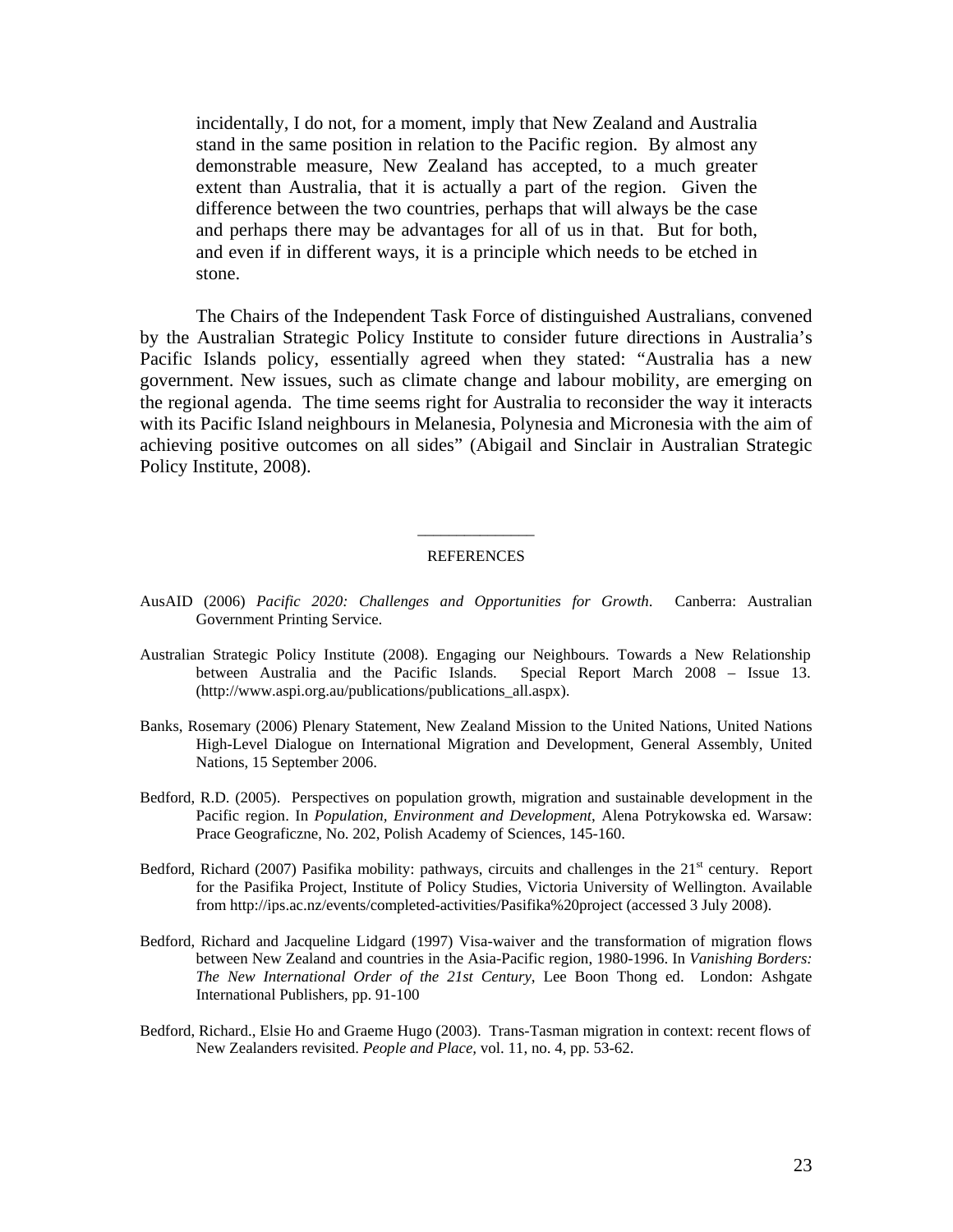> incidentally, I do not, for a moment, imply that New Zealand and Australia stand in the same position in relation to the Pacific region. By almost any demonstrable measure, New Zealand has accepted, to a much greater extent than Australia, that it is actually a part of the region. Given the difference between the two countries, perhaps that will always be the case and perhaps there may be advantages for all of us in that. But for both, and even if in different ways, it is a principle which needs to be etched in stone.

The Chairs of the Independent Task Force of distinguished Australians, convened by the Australian Strategic Policy Institute to consider future directions in Australia's Pacific Islands policy, essentially agreed when they stated: "Australia has a new government. New issues, such as climate change and labour mobility, are emerging on the regional agenda. The time seems right for Australia to reconsider the way it interacts with its Pacific Island neighbours in Melanesia, Polynesia and Micronesia with the aim of achieving positive outcomes on all sides" (Abigail and Sinclair in Australian Strategic Policy Institute, 2008).

---

## REFERENCES

AusAID (2006) *Pacific 2020: Challenges and Opportunities for Growth*. Canberra: Australian Government Printing Service.

Australian Strategic Policy Institute (2008). Engaging our Neighbours. Towards a New Relationship between Australia and the Pacific Islands. Special Report March 2008 – Issue 13. (http://www.aspi.org.au/publications/publications_all.aspx).

Banks, Rosemary (2006) Plenary Statement, New Zealand Mission to the United Nations, United Nations High-Level Dialogue on International Migration and Development, General Assembly, United Nations, 15 September 2006.

Bedford, R.D. (2005). Perspectives on population growth, migration and sustainable development in the Pacific region. In *Population, Environment and Development*, Alena Potrykowska ed. Warsaw: Prace Geograficzne, No. 202, Polish Academy of Sciences, 145-160.

Bedford, Richard (2007) Pasifika mobility: pathways, circuits and challenges in the 21st century. Report for the Pasifika Project, Institute of Policy Studies, Victoria University of Wellington. Available from http://ips.ac.nz/events/completed-activities/Pasifika%20project (accessed 3 July 2008).

Bedford, Richard and Jacqueline Lidgard (1997) Visa-waiver and the transformation of migration flows between New Zealand and countries in the Asia-Pacific region, 1980-1996. In *Vanishing Borders: The New International Order of the 21st Century*, Lee Boon Thong ed. London: Ashgate International Publishers, pp. 91-100

Bedford, Richard., Elsie Ho and Graeme Hugo (2003). Trans-Tasman migration in context: recent flows of New Zealanders revisited. *People and Place*, vol. 11, no. 4, pp. 53-62.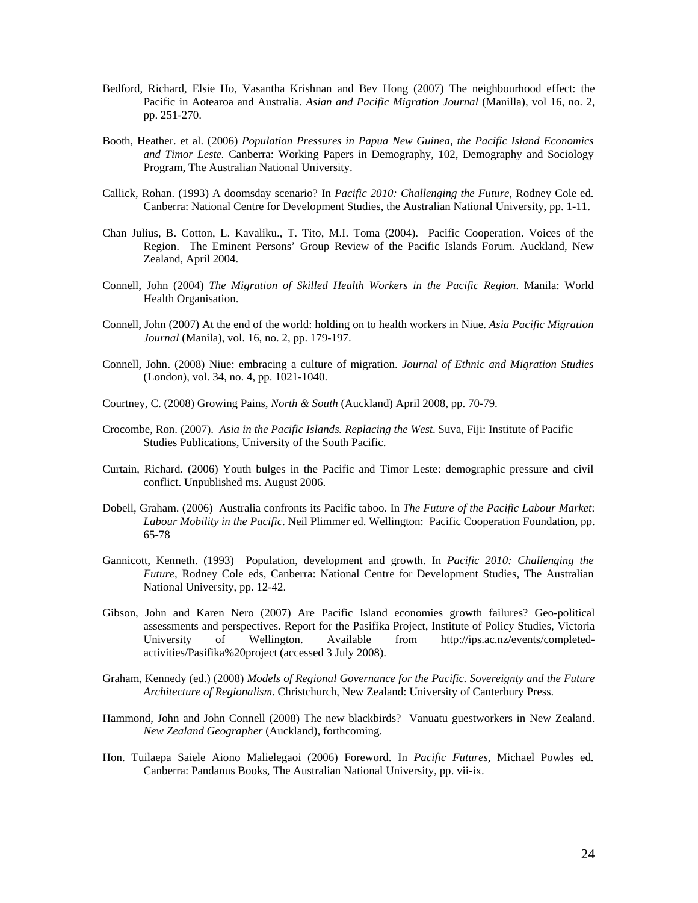Bedford, Richard, Elsie Ho, Vasantha Krishnan and Bev Hong (2007) The neighbourhood effect: the Pacific in Aotearoa and Australia. *Asian and Pacific Migration Journal* (Manilla), vol 16, no. 2, pp. 251-270.

Booth, Heather. et al. (2006) *Population Pressures in Papua New Guinea, the Pacific Island Economics and Timor Leste.* Canberra: Working Papers in Demography, 102, Demography and Sociology Program, The Australian National University.

Callick, Rohan. (1993) A doomsday scenario? In *Pacific 2010: Challenging the Future*, Rodney Cole ed. Canberra: National Centre for Development Studies, the Australian National University, pp. 1-11.

Chan Julius, B. Cotton, L. Kavaliku., T. Tito, M.I. Toma (2004). Pacific Cooperation. Voices of the Region. The Eminent Persons' Group Review of the Pacific Islands Forum. Auckland, New Zealand, April 2004.

Connell, John (2004) *The Migration of Skilled Health Workers in the Pacific Region*. Manila: World Health Organisation.

Connell, John (2007) At the end of the world: holding on to health workers in Niue. *Asia Pacific Migration Journal* (Manila), vol. 16, no. 2, pp. 179-197.

Connell, John. (2008) Niue: embracing a culture of migration. *Journal of Ethnic and Migration Studies* (London), vol. 34, no. 4, pp. 1021-1040.

Courtney, C. (2008) Growing Pains, *North & South* (Auckland) April 2008, pp. 70-79.

Crocombe, Ron. (2007). *Asia in the Pacific Islands. Replacing the West.* Suva, Fiji: Institute of Pacific Studies Publications, University of the South Pacific.

Curtain, Richard. (2006) Youth bulges in the Pacific and Timor Leste: demographic pressure and civil conflict. Unpublished ms. August 2006.

Dobell, Graham. (2006) Australia confronts its Pacific taboo. In *The Future of the Pacific Labour Market*: *Labour Mobility in the Pacific*. Neil Plimmer ed. Wellington: Pacific Cooperation Foundation, pp. 65-78

Gannicott, Kenneth. (1993) Population, development and growth. In *Pacific 2010: Challenging the Future*, Rodney Cole eds, Canberra: National Centre for Development Studies, The Australian National University, pp. 12-42.

Gibson, John and Karen Nero (2007) Are Pacific Island economies growth failures? Geo-political assessments and perspectives. Report for the Pasifika Project, Institute of Policy Studies, Victoria University of Wellington. Available from http://ips.ac.nz/events/completed-activities/Pasifika%20project (accessed 3 July 2008).

Graham, Kennedy (ed.) (2008) *Models of Regional Governance for the Pacific. Sovereignty and the Future Architecture of Regionalism*. Christchurch, New Zealand: University of Canterbury Press.

Hammond, John and John Connell (2008) The new blackbirds? Vanuatu guestworkers in New Zealand. *New Zealand Geographer* (Auckland), forthcoming.

Hon. Tuilaepa Saiele Aiono Malielegaoi (2006) Foreword. In *Pacific Futures*, Michael Powles ed. Canberra: Pandanus Books, The Australian National University, pp. vii-ix.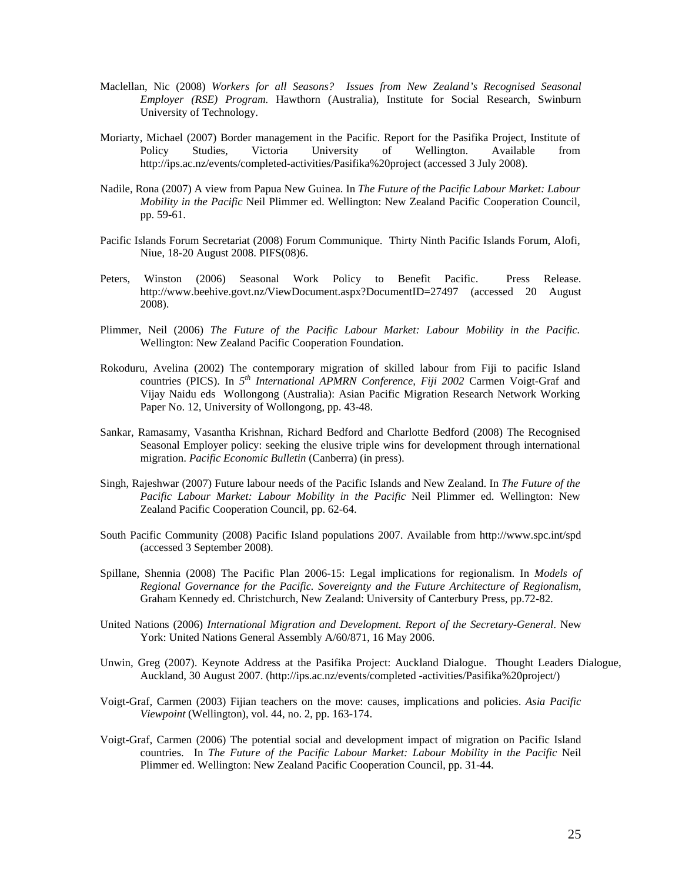Maclellan, Nic (2008) *Workers for all Seasons? Issues from New Zealand's Recognised Seasonal Employer (RSE) Program.* Hawthorn (Australia), Institute for Social Research, Swinburn University of Technology.

Moriarty, Michael (2007) Border management in the Pacific. Report for the Pasifika Project, Institute of Policy Studies, Victoria University of Wellington. Available from http://ips.ac.nz/events/completed-activities/Pasifika%20project (accessed 3 July 2008).

Nadile, Rona (2007) A view from Papua New Guinea. In *The Future of the Pacific Labour Market: Labour Mobility in the Pacific* Neil Plimmer ed. Wellington: New Zealand Pacific Cooperation Council, pp. 59-61.

Pacific Islands Forum Secretariat (2008) Forum Communique. Thirty Ninth Pacific Islands Forum, Alofi, Niue, 18-20 August 2008. PIFS(08)6.

Peters, Winston (2006) Seasonal Work Policy to Benefit Pacific. Press Release. http://www.beehive.govt.nz/ViewDocument.aspx?DocumentID=27497 (accessed 20 August 2008).

Plimmer, Neil (2006) *The Future of the Pacific Labour Market: Labour Mobility in the Pacific.* Wellington: New Zealand Pacific Cooperation Foundation.

Rokoduru, Avelina (2002) The contemporary migration of skilled labour from Fiji to pacific Island countries (PICS). In *5th International APMRN Conference, Fiji 2002* Carmen Voigt-Graf and Vijay Naidu eds Wollongong (Australia): Asian Pacific Migration Research Network Working Paper No. 12, University of Wollongong, pp. 43-48.

Sankar, Ramasamy, Vasantha Krishnan, Richard Bedford and Charlotte Bedford (2008) The Recognised Seasonal Employer policy: seeking the elusive triple wins for development through international migration. *Pacific Economic Bulletin* (Canberra) (in press).

Singh, Rajeshwar (2007) Future labour needs of the Pacific Islands and New Zealand. In *The Future of the Pacific Labour Market: Labour Mobility in the Pacific* Neil Plimmer ed. Wellington: New Zealand Pacific Cooperation Council, pp. 62-64.

South Pacific Community (2008) Pacific Island populations 2007. Available from http://www.spc.int/spd (accessed 3 September 2008).

Spillane, Shennia (2008) The Pacific Plan 2006-15: Legal implications for regionalism. In *Models of Regional Governance for the Pacific. Sovereignty and the Future Architecture of Regionalism*, Graham Kennedy ed. Christchurch, New Zealand: University of Canterbury Press, pp.72-82.

United Nations (2006) *International Migration and Development. Report of the Secretary-General*. New York: United Nations General Assembly A/60/871, 16 May 2006.

Unwin, Greg (2007). Keynote Address at the Pasifika Project: Auckland Dialogue. Thought Leaders Dialogue, Auckland, 30 August 2007. (http://ips.ac.nz/events/completed -activities/Pasifika%20project/)

Voigt-Graf, Carmen (2003) Fijian teachers on the move: causes, implications and policies. *Asia Pacific Viewpoint* (Wellington), vol. 44, no. 2, pp. 163-174.

Voigt-Graf, Carmen (2006) The potential social and development impact of migration on Pacific Island countries. In *The Future of the Pacific Labour Market: Labour Mobility in the Pacific* Neil Plimmer ed. Wellington: New Zealand Pacific Cooperation Council, pp. 31-44.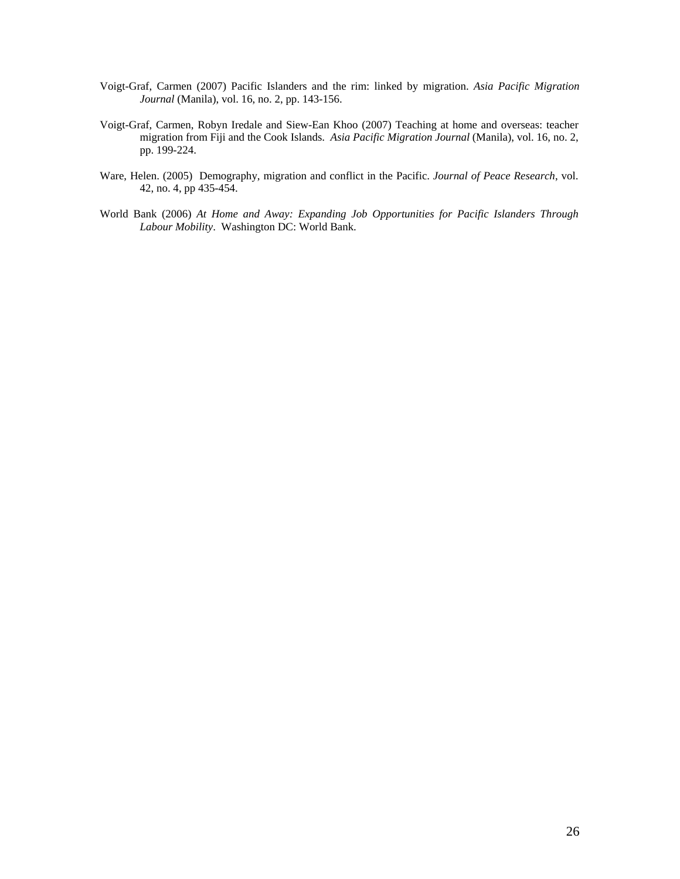Voigt-Graf, Carmen (2007) Pacific Islanders and the rim: linked by migration. *Asia Pacific Migration Journal* (Manila), vol. 16, no. 2, pp. 143-156.

Voigt-Graf, Carmen, Robyn Iredale and Siew-Ean Khoo (2007) Teaching at home and overseas: teacher migration from Fiji and the Cook Islands. *Asia Pacific Migration Journal* (Manila), vol. 16, no. 2, pp. 199-224.

Ware, Helen. (2005) Demography, migration and conflict in the Pacific. *Journal of Peace Research*, vol. 42, no. 4, pp 435-454.

World Bank (2006) *At Home and Away: Expanding Job Opportunities for Pacific Islanders Through Labour Mobility*. Washington DC: World Bank.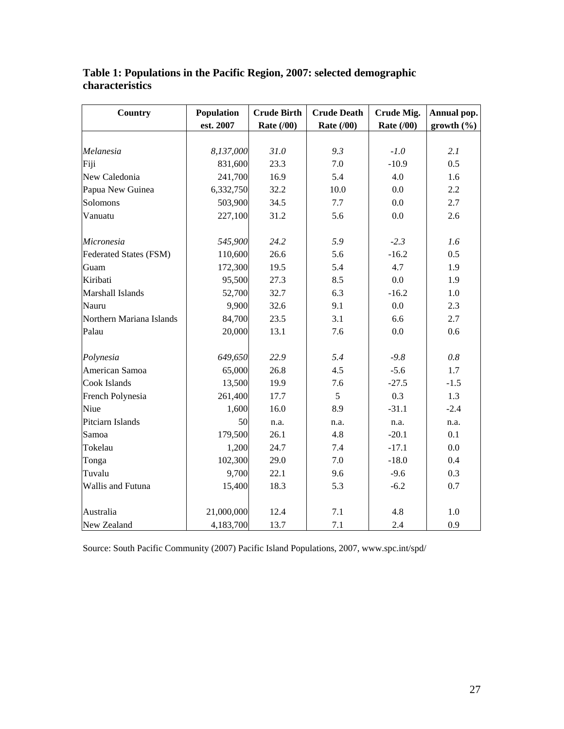**Table 1: Populations in the Pacific Region, 2007: selected demographic characteristics**

| Country | Population est. 2007 | Crude Birth Rate (/00) | Crude Death Rate (/00) | Crude Mig. Rate (/00) | Annual pop. growth (%) |
|---|---|---|---|---|---|
| *Melanesia* | *8,137,000* | *31.0* | *9.3* | *-1.0* | *2.1* |
| Fiji | 831,600 | 23.3 | 7.0 | -10.9 | 0.5 |
| New Caledonia | 241,700 | 16.9 | 5.4 | 4.0 | 1.6 |
| Papua New Guinea | 6,332,750 | 32.2 | 10.0 | 0.0 | 2.2 |
| Solomons | 503,900 | 34.5 | 7.7 | 0.0 | 2.7 |
| Vanuatu | 227,100 | 31.2 | 5.6 | 0.0 | 2.6 |
| *Micronesia* | *545,900* | *24.2* | *5.9* | *-2.3* | *1.6* |
| Federated States (FSM) | 110,600 | 26.6 | 5.6 | -16.2 | 0.5 |
| Guam | 172,300 | 19.5 | 5.4 | 4.7 | 1.9 |
| Kiribati | 95,500 | 27.3 | 8.5 | 0.0 | 1.9 |
| Marshall Islands | 52,700 | 32.7 | 6.3 | -16.2 | 1.0 |
| Nauru | 9,900 | 32.6 | 9.1 | 0.0 | 2.3 |
| Northern Mariana Islands | 84,700 | 23.5 | 3.1 | 6.6 | 2.7 |
| Palau | 20,000 | 13.1 | 7.6 | 0.0 | 0.6 |
| *Polynesia* | *649,650* | *22.9* | *5.4* | *-9.8* | *0.8* |
| American Samoa | 65,000 | 26.8 | 4.5 | -5.6 | 1.7 |
| Cook Islands | 13,500 | 19.9 | 7.6 | -27.5 | -1.5 |
| French Polynesia | 261,400 | 17.7 | 5 | 0.3 | 1.3 |
| Niue | 1,600 | 16.0 | 8.9 | -31.1 | -2.4 |
| Pitciarn Islands | 50 | n.a. | n.a. | n.a. | n.a. |
| Samoa | 179,500 | 26.1 | 4.8 | -20.1 | 0.1 |
| Tokelau | 1,200 | 24.7 | 7.4 | -17.1 | 0.0 |
| Tonga | 102,300 | 29.0 | 7.0 | -18.0 | 0.4 |
| Tuvalu | 9,700 | 22.1 | 9.6 | -9.6 | 0.3 |
| Wallis and Futuna | 15,400 | 18.3 | 5.3 | -6.2 | 0.7 |
| Australia | 21,000,000 | 12.4 | 7.1 | 4.8 | 1.0 |
| New Zealand | 4,183,700 | 13.7 | 7.1 | 2.4 | 0.9 |

Source: South Pacific Community (2007) Pacific Island Populations, 2007, www.spc.int/spd/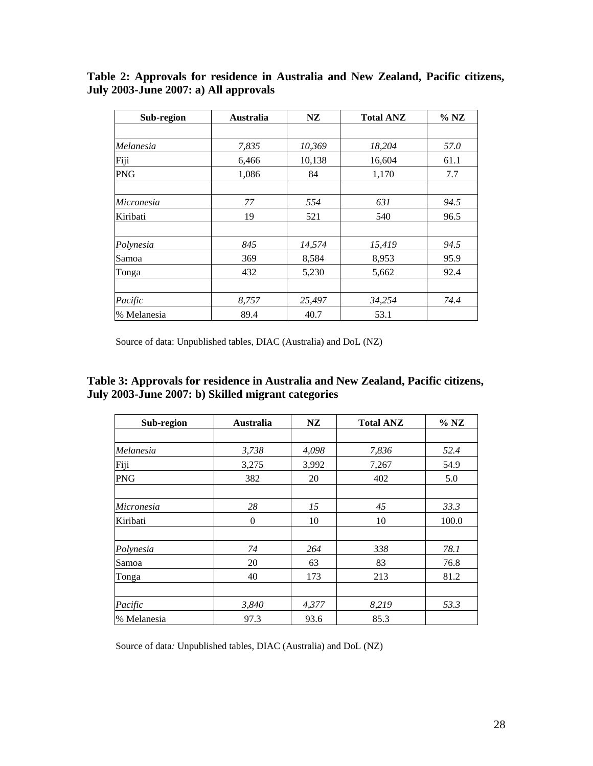**Table 2: Approvals for residence in Australia and New Zealand, Pacific citizens, July 2003-June 2007: a) All approvals**

| Sub-region | Australia | NZ | Total ANZ | % NZ |
|---|---|---|---|---|
| | | | | |
| *Melanesia* | *7,835* | *10,369* | *18,204* | *57.0* |
| Fiji | 6,466 | 10,138 | 16,604 | 61.1 |
| PNG | 1,086 | 84 | 1,170 | 7.7 |
| | | | | |
| *Micronesia* | *77* | *554* | *631* | *94.5* |
| Kiribati | 19 | 521 | 540 | 96.5 |
| | | | | |
| *Polynesia* | *845* | *14,574* | *15,419* | *94.5* |
| Samoa | 369 | 8,584 | 8,953 | 95.9 |
| Tonga | 432 | 5,230 | 5,662 | 92.4 |
| | | | | |
| *Pacific* | *8,757* | *25,497* | *34,254* | *74.4* |
| % Melanesia | 89.4 | 40.7 | 53.1 | |

Source of data: Unpublished tables, DIAC (Australia) and DoL (NZ)

**Table 3: Approvals for residence in Australia and New Zealand, Pacific citizens, July 2003-June 2007: b) Skilled migrant categories**

| Sub-region | Australia | NZ | Total ANZ | % NZ |
|---|---|---|---|---|
| | | | | |
| *Melanesia* | *3,738* | *4,098* | *7,836* | *52.4* |
| Fiji | 3,275 | 3,992 | 7,267 | 54.9 |
| PNG | 382 | 20 | 402 | 5.0 |
| | | | | |
| *Micronesia* | *28* | *15* | *45* | *33.3* |
| Kiribati | 0 | 10 | 10 | 100.0 |
| | | | | |
| *Polynesia* | *74* | *264* | *338* | *78.1* |
| Samoa | 20 | 63 | 83 | 76.8 |
| Tonga | 40 | 173 | 213 | 81.2 |
| | | | | |
| *Pacific* | *3,840* | *4,377* | *8,219* | *53.3* |
| % Melanesia | 97.3 | 93.6 | 85.3 | |

Source of data*:* Unpublished tables, DIAC (Australia) and DoL (NZ)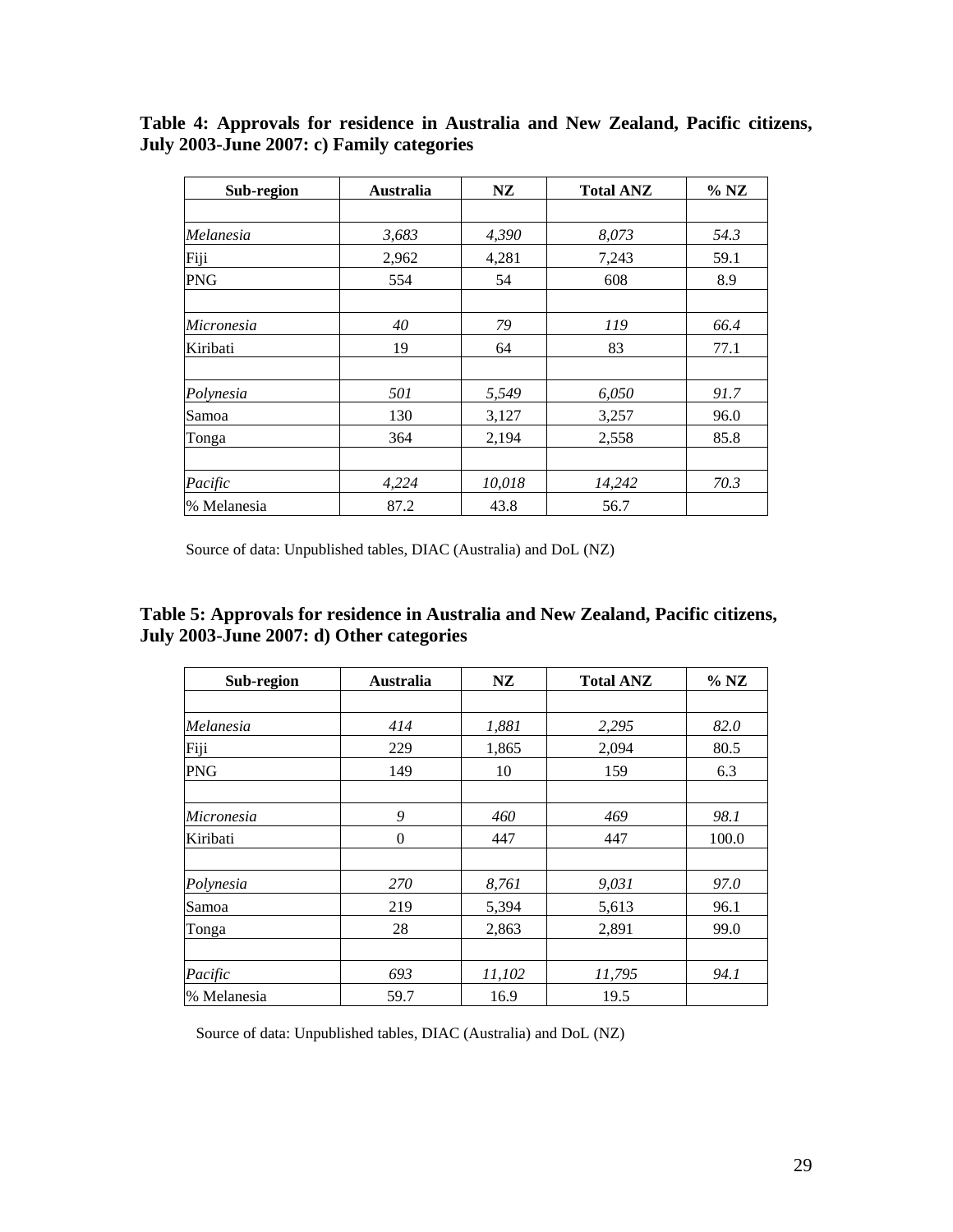**Table 4: Approvals for residence in Australia and New Zealand, Pacific citizens, July 2003-June 2007: c) Family categories**

| Sub-region | Australia | NZ | Total ANZ | % NZ |
|---|---|---|---|---|
| | | | | |
| *Melanesia* | *3,683* | *4,390* | *8,073* | *54.3* |
| Fiji | 2,962 | 4,281 | 7,243 | 59.1 |
| PNG | 554 | 54 | 608 | 8.9 |
| | | | | |
| *Micronesia* | *40* | *79* | *119* | *66.4* |
| Kiribati | 19 | 64 | 83 | 77.1 |
| | | | | |
| *Polynesia* | *501* | *5,549* | *6,050* | *91.7* |
| Samoa | 130 | 3,127 | 3,257 | 96.0 |
| Tonga | 364 | 2,194 | 2,558 | 85.8 |
| | | | | |
| *Pacific* | *4,224* | *10,018* | *14,242* | *70.3* |
| % Melanesia | 87.2 | 43.8 | 56.7 | |

Source of data: Unpublished tables, DIAC (Australia) and DoL (NZ)

**Table 5: Approvals for residence in Australia and New Zealand, Pacific citizens, July 2003-June 2007: d) Other categories**

| Sub-region | Australia | NZ | Total ANZ | % NZ |
|---|---|---|---|---|
| | | | | |
| *Melanesia* | *414* | *1,881* | *2,295* | *82.0* |
| Fiji | 229 | 1,865 | 2,094 | 80.5 |
| PNG | 149 | 10 | 159 | 6.3 |
| | | | | |
| *Micronesia* | *9* | *460* | *469* | *98.1* |
| Kiribati | 0 | 447 | 447 | 100.0 |
| | | | | |
| *Polynesia* | *270* | *8,761* | *9,031* | *97.0* |
| Samoa | 219 | 5,394 | 5,613 | 96.1 |
| Tonga | 28 | 2,863 | 2,891 | 99.0 |
| | | | | |
| *Pacific* | *693* | *11,102* | *11,795* | *94.1* |
| % Melanesia | 59.7 | 16.9 | 19.5 | |

Source of data: Unpublished tables, DIAC (Australia) and DoL (NZ)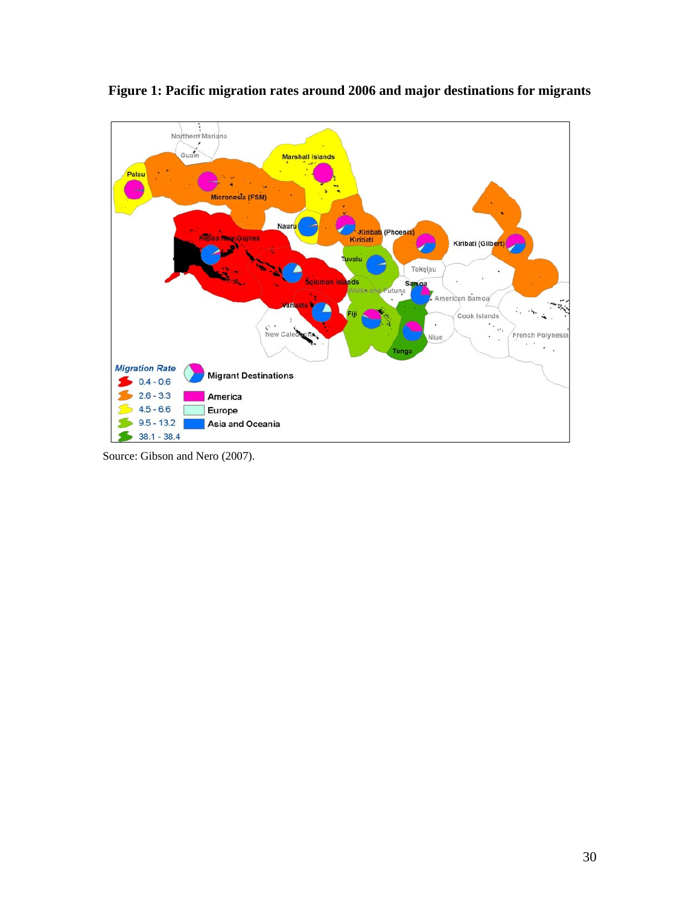**Figure 1: Pacific migration rates around 2006 and major destinations for migrants**

Northern Mariana
Guam
Palau
Micronesia (FSM)
Marshall Islands
Nauru
Kiribati (Phoenix)
Kiribati
Kiribati (Gilbert)
Papua New Guinea
Tuvalu
Tokelau
Solomon Islands
Samoa
Wallis and Futuna
American Samoa
Vanuatu
Fiji
Cook Islands
New Caledonia
Niue
French Polynesia
Tonga

Migration Rate
0.4 - 0.6
2.6 - 3.3
4.5 - 6.6
9.5 - 13.2
38.1 - 38.4

Migrant Destinations
America
Europe
Asia and Oceania

Source: Gibson and Nero (2007).